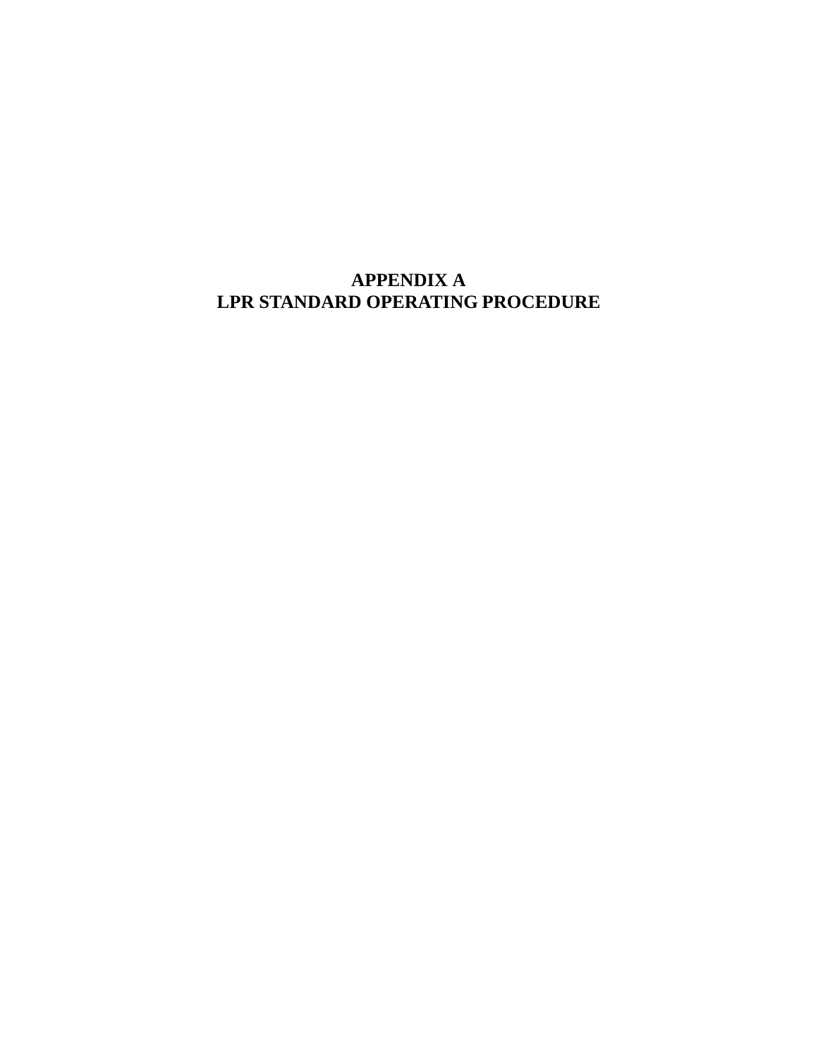# APPENDIX A
# LPR STANDARD OPERATING PROCEDURE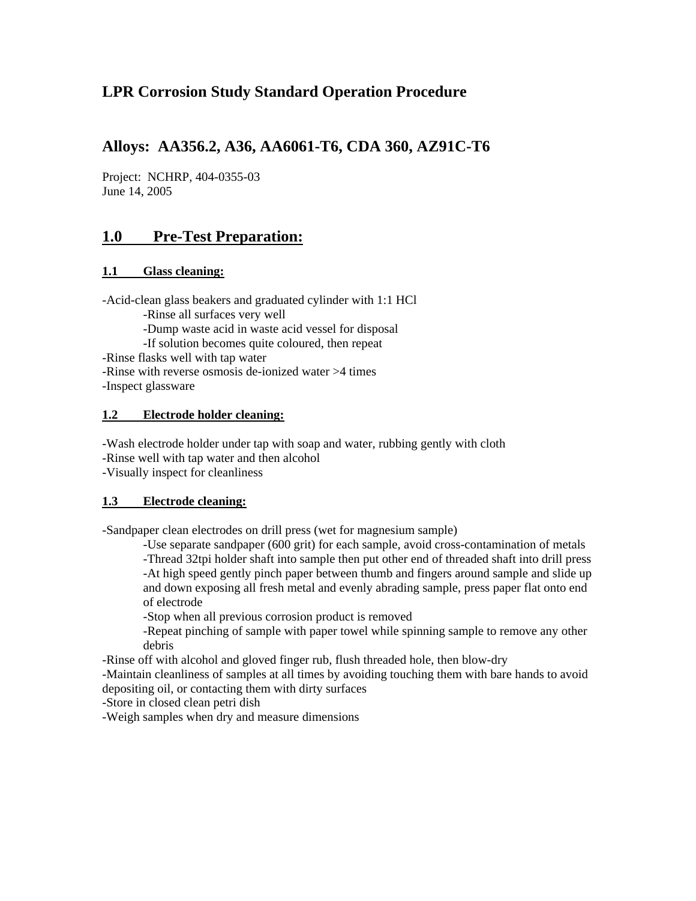# LPR Corrosion Study Standard Operation Procedure

# Alloys: AA356.2, A36, AA6061-T6, CDA 360, AZ91C-T6

Project: NCHRP, 404-0355-03
June 14, 2005

## 1.0 Pre-Test Preparation:

### 1.1 Glass cleaning:

- Acid-clean glass beakers and graduated cylinder with 1:1 HCl
  - Rinse all surfaces very well
  - Dump waste acid in waste acid vessel for disposal
  - If solution becomes quite coloured, then repeat
- Rinse flasks well with tap water
- Rinse with reverse osmosis de-ionized water >4 times
- Inspect glassware

### 1.2 Electrode holder cleaning:

- Wash electrode holder under tap with soap and water, rubbing gently with cloth
- Rinse well with tap water and then alcohol
- Visually inspect for cleanliness

### 1.3 Electrode cleaning:

- Sandpaper clean electrodes on drill press (wet for magnesium sample)
  - Use separate sandpaper (600 grit) for each sample, avoid cross-contamination of metals
  - Thread 32tpi holder shaft into sample then put other end of threaded shaft into drill press
  - At high speed gently pinch paper between thumb and fingers around sample and slide up and down exposing all fresh metal and evenly abrading sample, press paper flat onto end of electrode
  - Stop when all previous corrosion product is removed
  - Repeat pinching of sample with paper towel while spinning sample to remove any other debris
- Rinse off with alcohol and gloved finger rub, flush threaded hole, then blow-dry
- Maintain cleanliness of samples at all times by avoiding touching them with bare hands to avoid depositing oil, or contacting them with dirty surfaces
- Store in closed clean petri dish
- Weigh samples when dry and measure dimensions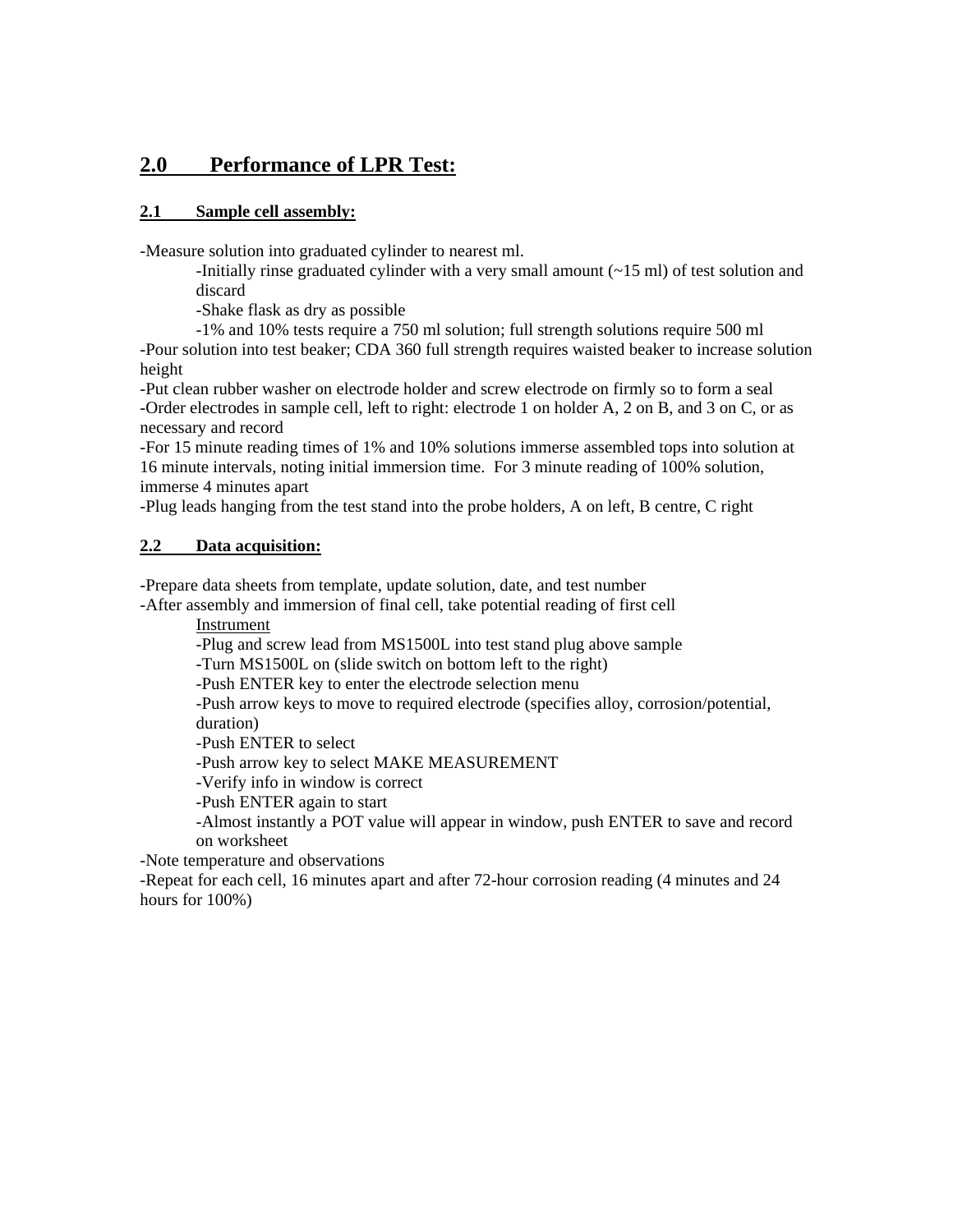## 2.0 Performance of LPR Test:

### 2.1 Sample cell assembly:

-Measure solution into graduated cylinder to nearest ml.

> -Initially rinse graduated cylinder with a very small amount (~15 ml) of test solution and discard
>
> -Shake flask as dry as possible
>
> -1% and 10% tests require a 750 ml solution; full strength solutions require 500 ml

-Pour solution into test beaker; CDA 360 full strength requires waisted beaker to increase solution height

-Put clean rubber washer on electrode holder and screw electrode on firmly so to form a seal

-Order electrodes in sample cell, left to right: electrode 1 on holder A, 2 on B, and 3 on C, or as necessary and record

-For 15 minute reading times of 1% and 10% solutions immerse assembled tops into solution at 16 minute intervals, noting initial immersion time. For 3 minute reading of 100% solution, immerse 4 minutes apart

-Plug leads hanging from the test stand into the probe holders, A on left, B centre, C right

### 2.2 Data acquisition:

-Prepare data sheets from template, update solution, date, and test number

-After assembly and immersion of final cell, take potential reading of first cell

> Instrument
>
> -Plug and screw lead from MS1500L into test stand plug above sample
>
> -Turn MS1500L on (slide switch on bottom left to the right)
>
> -Push ENTER key to enter the electrode selection menu
>
> -Push arrow keys to move to required electrode (specifies alloy, corrosion/potential, duration)
>
> -Push ENTER to select
>
> -Push arrow key to select MAKE MEASUREMENT
>
> -Verify info in window is correct
>
> -Push ENTER again to start
>
> -Almost instantly a POT value will appear in window, push ENTER to save and record on worksheet

-Note temperature and observations

-Repeat for each cell, 16 minutes apart and after 72-hour corrosion reading (4 minutes and 24 hours for 100%)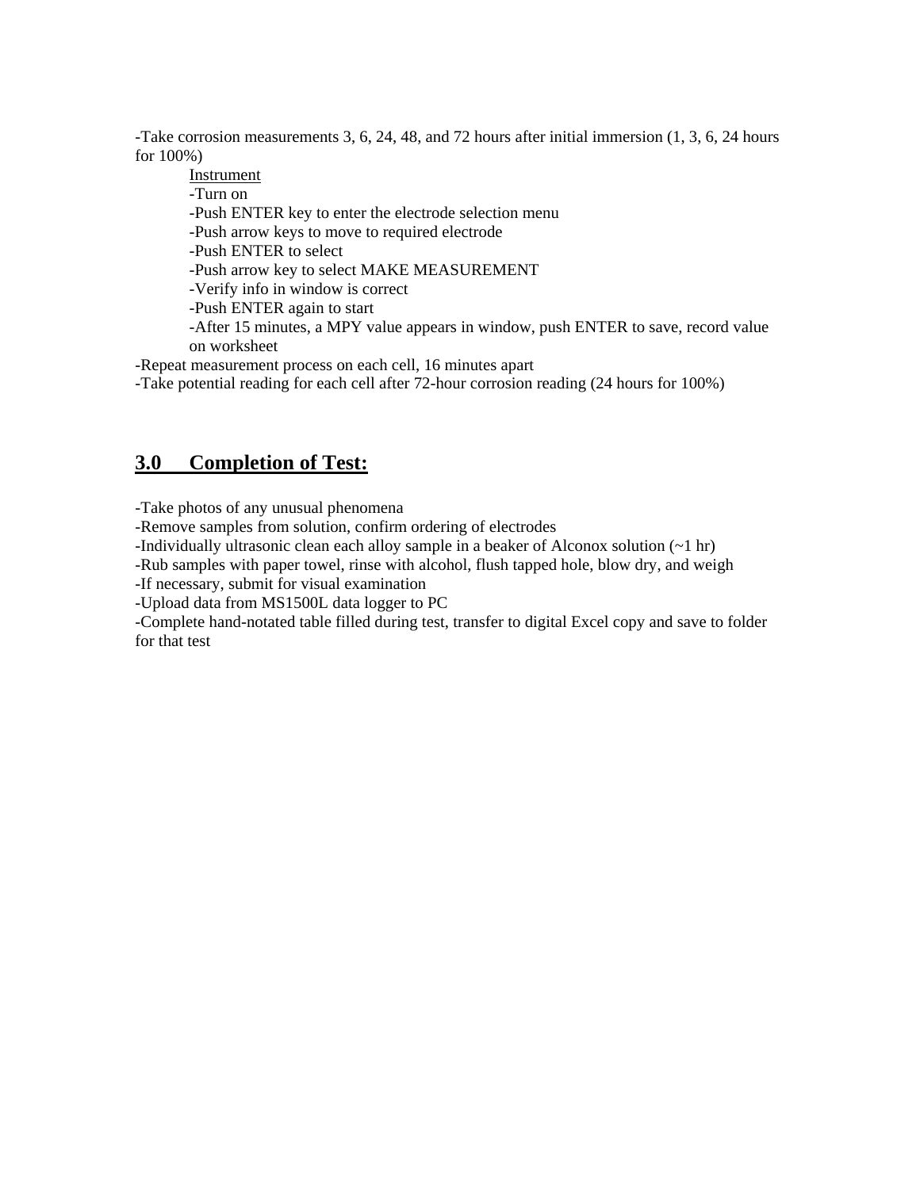-Take corrosion measurements 3, 6, 24, 48, and 72 hours after initial immersion (1, 3, 6, 24 hours for 100%)

<u>Instrument</u>

-Turn on

-Push ENTER key to enter the electrode selection menu

-Push arrow keys to move to required electrode

-Push ENTER to select

-Push arrow key to select MAKE MEASUREMENT

-Verify info in window is correct

-Push ENTER again to start

-After 15 minutes, a MPY value appears in window, push ENTER to save, record value on worksheet

-Repeat measurement process on each cell, 16 minutes apart

-Take potential reading for each cell after 72-hour corrosion reading (24 hours for 100%)

## 3.0 Completion of Test:

-Take photos of any unusual phenomena

-Remove samples from solution, confirm ordering of electrodes

-Individually ultrasonic clean each alloy sample in a beaker of Alconox solution (~1 hr)

-Rub samples with paper towel, rinse with alcohol, flush tapped hole, blow dry, and weigh

-If necessary, submit for visual examination

-Upload data from MS1500L data logger to PC

-Complete hand-notated table filled during test, transfer to digital Excel copy and save to folder for that test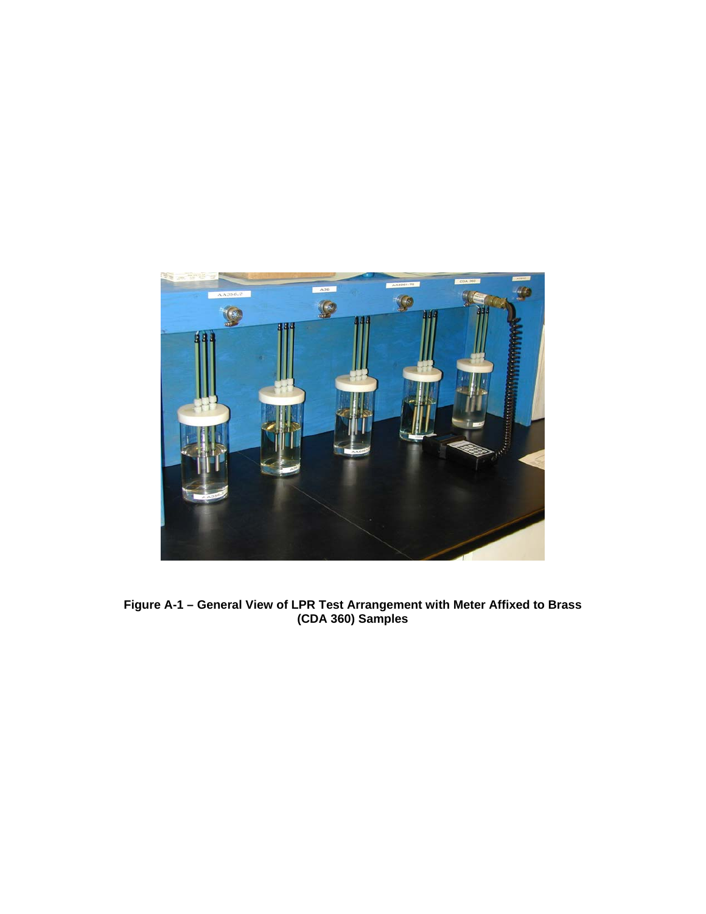**Figure A-1 – General View of LPR Test Arrangement with Meter Affixed to Brass (CDA 360) Samples**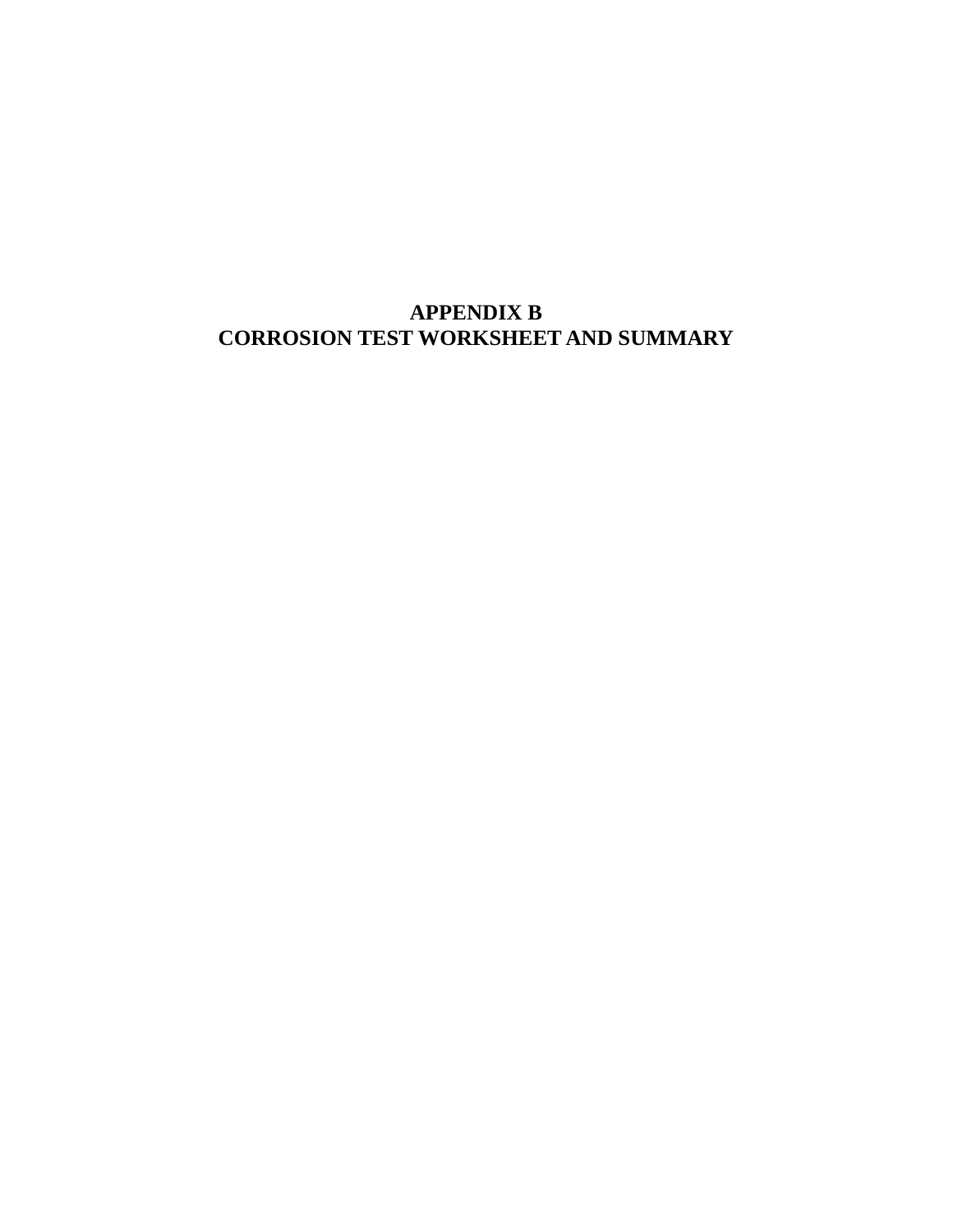# APPENDIX B
# CORROSION TEST WORKSHEET AND SUMMARY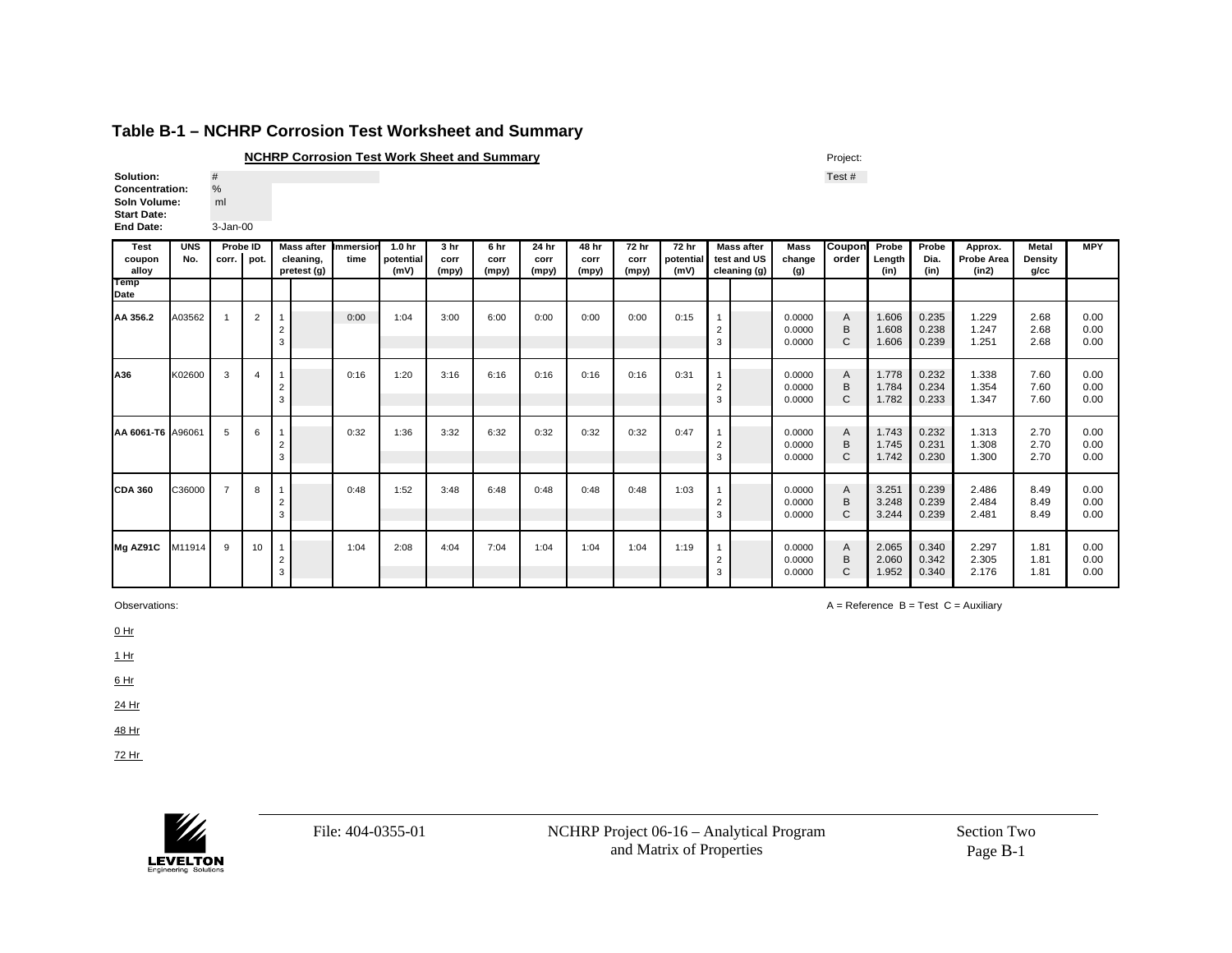## Table B-1 – NCHRP Corrosion Test Worksheet and Summary

**NCHRP Corrosion Test Work Sheet and Summary**

Project:

Test #

**Solution:** #
**Concentration:** %
**Soln Volume:** ml
**Start Date:**
**End Date:** 3-Jan-00

| Test coupon alloy | UNS No. | Probe ID corr. | Probe ID pot. | Mass after cleaning, pretest (g) | | Immersion time | 1.0 hr potential (mV) | 3 hr corr (mpy) | 6 hr corr (mpy) | 24 hr corr (mpy) | 48 hr corr (mpy) | 72 hr corr (mpy) | 72 hr potential (mV) | Mass after test and US cleaning (g) | | Mass change (g) | Coupon order | Probe Length (in) | Probe Dia. (in) | Approx. Probe Area (in2) | Metal Density g/cc | MPY |
|---|---|---|---|---|---|---|---|---|---|---|---|---|---|---|---|---|---|---|---|---|---|---|
| Temp Date | | | | | | | | | | | | | | | | | | | | | | |
| AA 356.2 | A03562 | 1 | 2 | 1 | | 0:00 | 1:04 | 3:00 | 6:00 | 0:00 | 0:00 | 0:00 | 0:15 | 1 | | 0.0000 | A | 1.606 | 0.235 | 1.229 | 2.68 | 0.00 |
| | | | | 2 | | | | | | | | | | 2 | | 0.0000 | B | 1.608 | 0.238 | 1.247 | 2.68 | 0.00 |
| | | | | 3 | | | | | | | | | | 3 | | 0.0000 | C | 1.606 | 0.239 | 1.251 | 2.68 | 0.00 |
| A36 | K02600 | 3 | 4 | 1 | | 0:16 | 1:20 | 3:16 | 6:16 | 0:16 | 0:16 | 0:16 | 0:31 | 1 | | 0.0000 | A | 1.778 | 0.232 | 1.338 | 7.60 | 0.00 |
| | | | | 2 | | | | | | | | | | 2 | | 0.0000 | B | 1.784 | 0.234 | 1.354 | 7.60 | 0.00 |
| | | | | 3 | | | | | | | | | | 3 | | 0.0000 | C | 1.782 | 0.233 | 1.347 | 7.60 | 0.00 |
| AA 6061-T6 | A96061 | 5 | 6 | 1 | | 0:32 | 1:36 | 3:32 | 6:32 | 0:32 | 0:32 | 0:32 | 0:47 | 1 | | 0.0000 | A | 1.743 | 0.232 | 1.313 | 2.70 | 0.00 |
| | | | | 2 | | | | | | | | | | 2 | | 0.0000 | B | 1.745 | 0.231 | 1.308 | 2.70 | 0.00 |
| | | | | 3 | | | | | | | | | | 3 | | 0.0000 | C | 1.742 | 0.230 | 1.300 | 2.70 | 0.00 |
| CDA 360 | C36000 | 7 | 8 | 1 | | 0:48 | 1:52 | 3:48 | 6:48 | 0:48 | 0:48 | 0:48 | 1:03 | 1 | | 0.0000 | A | 3.251 | 0.239 | 2.486 | 8.49 | 0.00 |
| | | | | 2 | | | | | | | | | | 2 | | 0.0000 | B | 3.248 | 0.239 | 2.484 | 8.49 | 0.00 |
| | | | | 3 | | | | | | | | | | 3 | | 0.0000 | C | 3.244 | 0.239 | 2.481 | 8.49 | 0.00 |
| Mg AZ91C | M11914 | 9 | 10 | 1 | | 1:04 | 2:08 | 4:04 | 7:04 | 1:04 | 1:04 | 1:04 | 1:19 | 1 | | 0.0000 | A | 2.065 | 0.340 | 2.297 | 1.81 | 0.00 |
| | | | | 2 | | | | | | | | | | 2 | | 0.0000 | B | 2.060 | 0.342 | 2.305 | 1.81 | 0.00 |
| | | | | 3 | | | | | | | | | | 3 | | 0.0000 | C | 1.952 | 0.340 | 2.176 | 1.81 | 0.00 |

A = Reference B = Test C = Auxiliary

Observations:

0 Hr

1 Hr

6 Hr

24 Hr

48 Hr

72 Hr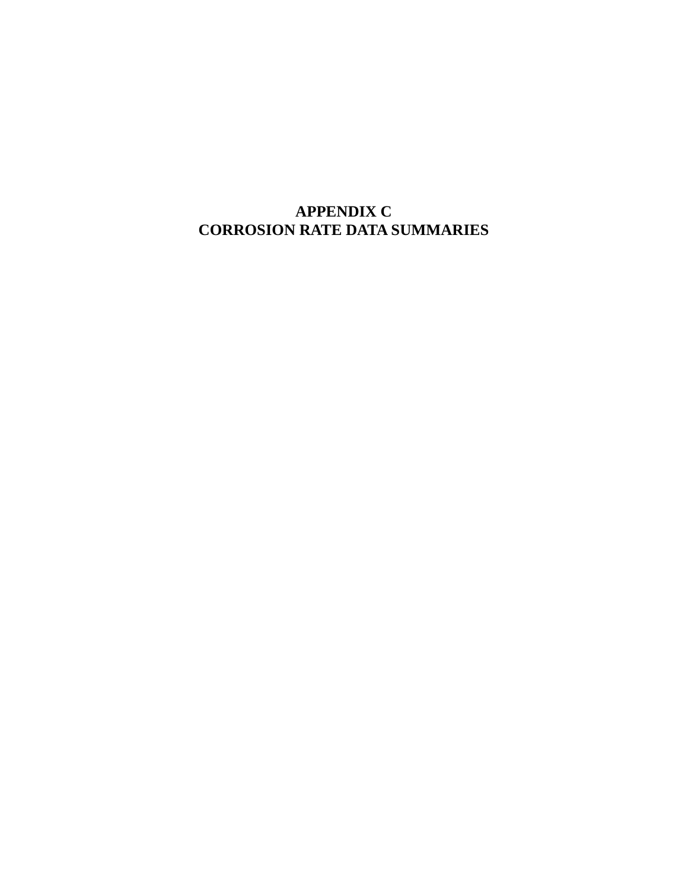# APPENDIX C
# CORROSION RATE DATA SUMMARIES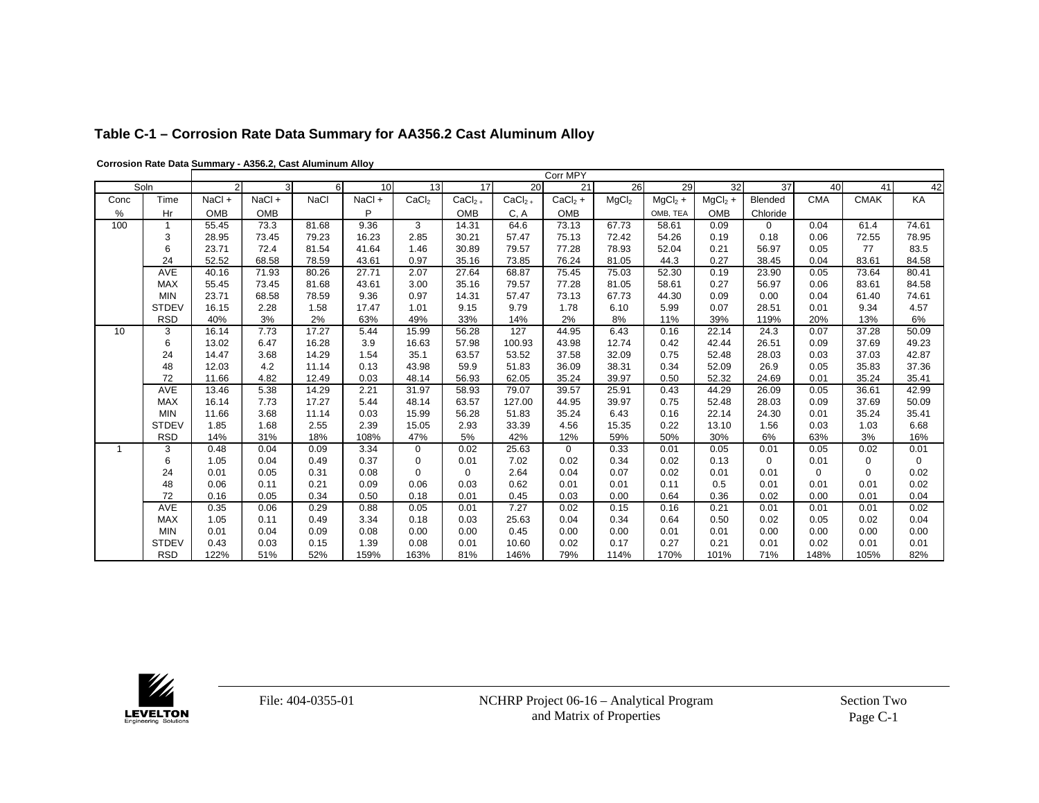## Table C-1 – Corrosion Rate Data Summary for AA356.2 Cast Aluminum Alloy

**Corrosion Rate Data Summary - A356.2, Cast Aluminum Alloy**

| | | Corr MPY | | | | | | | | | | | | | | |
|---|---|---|---|---|---|---|---|---|---|---|---|---|---|---|---|---|
| Soln | | 2 | 3 | 6 | 10 | 13 | 17 | 20 | 21 | 26 | 29 | 32 | 37 | 40 | 41 | 42 |
| Conc | Time | NaCl + | NaCl + | NaCl | NaCl + | $CaCl_2$ | $CaCl_2$ + | $CaCl_2$ + | $CaCl_2$ + | $MgCl_2$ | $MgCl_2$ + | $MgCl_2$ + | Blended | CMA | CMAK | KA |
| % | Hr | OMB | OMB | | P | | OMB | C, A | OMB | | OMB, TEA | OMB | Chloride | | | |
| 100 | 1 | 55.45 | 73.3 | 81.68 | 9.36 | 3 | 14.31 | 64.6 | 73.13 | 67.73 | 58.61 | 0.09 | 0 | 0.04 | 61.4 | 74.61 |
| | 3 | 28.95 | 73.45 | 79.23 | 16.23 | 2.85 | 30.21 | 57.47 | 75.13 | 72.42 | 54.26 | 0.19 | 0.18 | 0.06 | 72.55 | 78.95 |
| | 6 | 23.71 | 72.4 | 81.54 | 41.64 | 1.46 | 30.89 | 79.57 | 77.28 | 78.93 | 52.04 | 0.21 | 56.97 | 0.05 | 77 | 83.5 |
| | 24 | 52.52 | 68.58 | 78.59 | 43.61 | 0.97 | 35.16 | 73.85 | 76.24 | 81.05 | 44.3 | 0.27 | 38.45 | 0.04 | 83.61 | 84.58 |
| | AVE | 40.16 | 71.93 | 80.26 | 27.71 | 2.07 | 27.64 | 68.87 | 75.45 | 75.03 | 52.30 | 0.19 | 23.90 | 0.05 | 73.64 | 80.41 |
| | MAX | 55.45 | 73.45 | 81.68 | 43.61 | 3.00 | 35.16 | 79.57 | 77.28 | 81.05 | 58.61 | 0.27 | 56.97 | 0.06 | 83.61 | 84.58 |
| | MIN | 23.71 | 68.58 | 78.59 | 9.36 | 0.97 | 14.31 | 57.47 | 73.13 | 67.73 | 44.30 | 0.09 | 0.00 | 0.04 | 61.40 | 74.61 |
| | STDEV | 16.15 | 2.28 | 1.58 | 17.47 | 1.01 | 9.15 | 9.79 | 1.78 | 6.10 | 5.99 | 0.07 | 28.51 | 0.01 | 9.34 | 4.57 |
| | RSD | 40% | 3% | 2% | 63% | 49% | 33% | 14% | 2% | 8% | 11% | 39% | 119% | 20% | 13% | 6% |
| 10 | 3 | 16.14 | 7.73 | 17.27 | 5.44 | 15.99 | 56.28 | 127 | 44.95 | 6.43 | 0.16 | 22.14 | 24.3 | 0.07 | 37.28 | 50.09 |
| | 6 | 13.02 | 6.47 | 16.28 | 3.9 | 16.63 | 57.98 | 100.93 | 43.98 | 12.74 | 0.42 | 42.44 | 26.51 | 0.09 | 37.69 | 49.23 |
| | 24 | 14.47 | 3.68 | 14.29 | 1.54 | 35.1 | 63.57 | 53.52 | 37.58 | 32.09 | 0.75 | 52.48 | 28.03 | 0.03 | 37.03 | 42.87 |
| | 48 | 12.03 | 4.2 | 11.14 | 0.13 | 43.98 | 59.9 | 51.83 | 36.09 | 38.31 | 0.34 | 52.09 | 26.9 | 0.05 | 35.83 | 37.36 |
| | 72 | 11.66 | 4.82 | 12.49 | 0.03 | 48.14 | 56.93 | 62.05 | 35.24 | 39.97 | 0.50 | 52.32 | 24.69 | 0.01 | 35.24 | 35.41 |
| | AVE | 13.46 | 5.38 | 14.29 | 2.21 | 31.97 | 58.93 | 79.07 | 39.57 | 25.91 | 0.43 | 44.29 | 26.09 | 0.05 | 36.61 | 42.99 |
| | MAX | 16.14 | 7.73 | 17.27 | 5.44 | 48.14 | 63.57 | 127.00 | 44.95 | 39.97 | 0.75 | 52.48 | 28.03 | 0.09 | 37.69 | 50.09 |
| | MIN | 11.66 | 3.68 | 11.14 | 0.03 | 15.99 | 56.28 | 51.83 | 35.24 | 6.43 | 0.16 | 22.14 | 24.30 | 0.01 | 35.24 | 35.41 |
| | STDEV | 1.85 | 1.68 | 2.55 | 2.39 | 15.05 | 2.93 | 33.39 | 4.56 | 15.35 | 0.22 | 13.10 | 1.56 | 0.03 | 1.03 | 6.68 |
| | RSD | 14% | 31% | 18% | 108% | 47% | 5% | 42% | 12% | 59% | 50% | 30% | 6% | 63% | 3% | 16% |
| 1 | 3 | 0.48 | 0.04 | 0.09 | 3.34 | 0 | 0.02 | 25.63 | 0 | 0.33 | 0.01 | 0.05 | 0.01 | 0.05 | 0.02 | 0.01 |
| | 6 | 1.05 | 0.04 | 0.49 | 0.37 | 0 | 0.01 | 7.02 | 0.02 | 0.34 | 0.02 | 0.13 | 0 | 0.01 | 0 | 0 |
| | 24 | 0.01 | 0.05 | 0.31 | 0.08 | 0 | 0 | 2.64 | 0.04 | 0.07 | 0.02 | 0.01 | 0.01 | 0 | 0 | 0.02 |
| | 48 | 0.06 | 0.11 | 0.21 | 0.09 | 0.06 | 0.03 | 0.62 | 0.01 | 0.01 | 0.11 | 0.5 | 0.01 | 0.01 | 0.01 | 0.02 |
| | 72 | 0.16 | 0.05 | 0.34 | 0.50 | 0.18 | 0.01 | 0.45 | 0.03 | 0.00 | 0.64 | 0.36 | 0.02 | 0.00 | 0.01 | 0.04 |
| | AVE | 0.35 | 0.06 | 0.29 | 0.88 | 0.05 | 0.01 | 7.27 | 0.02 | 0.15 | 0.16 | 0.21 | 0.01 | 0.01 | 0.01 | 0.02 |
| | MAX | 1.05 | 0.11 | 0.49 | 3.34 | 0.18 | 0.03 | 25.63 | 0.04 | 0.34 | 0.64 | 0.50 | 0.02 | 0.05 | 0.02 | 0.04 |
| | MIN | 0.01 | 0.04 | 0.09 | 0.08 | 0.00 | 0.00 | 0.45 | 0.00 | 0.00 | 0.01 | 0.01 | 0.00 | 0.00 | 0.00 | 0.00 |
| | STDEV | 0.43 | 0.03 | 0.15 | 1.39 | 0.08 | 0.01 | 10.60 | 0.02 | 0.17 | 0.27 | 0.21 | 0.01 | 0.02 | 0.01 | 0.01 |
| | RSD | 122% | 51% | 52% | 159% | 163% | 81% | 146% | 79% | 114% | 170% | 101% | 71% | 148% | 105% | 82% |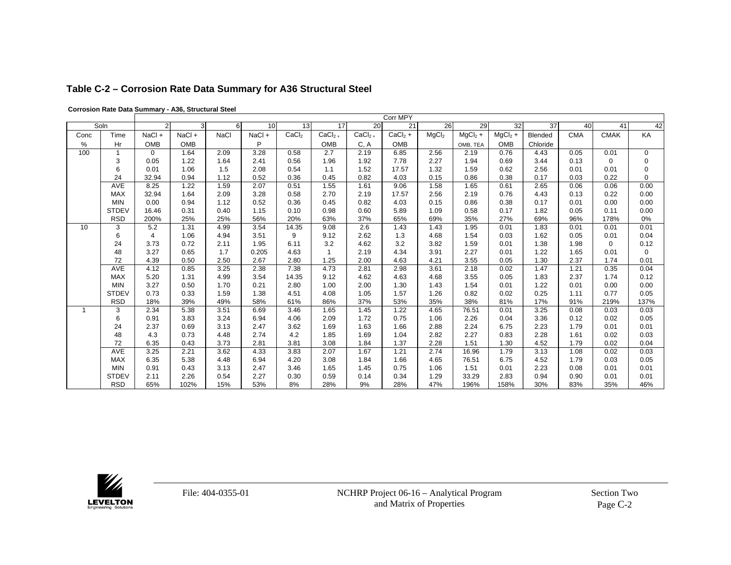### Table C-2 – Corrosion Rate Data Summary for A36 Structural Steel

**Corrosion Rate Data Summary - A36, Structural Steel**

| | | Corr MPY | | | | | | | | | | | | | | |
|---|---|---|---|---|---|---|---|---|---|---|---|---|---|---|---|---|
| Soln | | 2 | 3 | 6 | 10 | 13 | 17 | 20 | 21 | 26 | 29 | 32 | 37 | 40 | 41 | 42 |
| Conc | Time | NaCl + | NaCl + | NaCl | NaCl + | $CaCl_2$ | $CaCl_2$ + | $CaCl_2$ + | $CaCl_2$ + | $MgCl_2$ | $MgCl_2$ + | $MgCl_2$ + | Blended | CMA | CMAK | KA |
| % | Hr | OMB | OMB | | P | | OMB | C, A | OMB | | OMB, TEA | OMB | Chloride | | | |
| 100 | 1 | 0 | 1.64 | 2.09 | 3.28 | 0.58 | 2.7 | 2.19 | 6.85 | 2.56 | 2.19 | 0.76 | 4.43 | 0.05 | 0.01 | 0 |
| | 3 | 0.05 | 1.22 | 1.64 | 2.41 | 0.56 | 1.96 | 1.92 | 7.78 | 2.27 | 1.94 | 0.69 | 3.44 | 0.13 | 0 | 0 |
| | 6 | 0.01 | 1.06 | 1.5 | 2.08 | 0.54 | 1.1 | 1.52 | 17.57 | 1.32 | 1.59 | 0.62 | 2.56 | 0.01 | 0.01 | 0 |
| | 24 | 32.94 | 0.94 | 1.12 | 0.52 | 0.36 | 0.45 | 0.82 | 4.03 | 0.15 | 0.86 | 0.38 | 0.17 | 0.03 | 0.22 | 0 |
| | AVE | 8.25 | 1.22 | 1.59 | 2.07 | 0.51 | 1.55 | 1.61 | 9.06 | 1.58 | 1.65 | 0.61 | 2.65 | 0.06 | 0.06 | 0.00 |
| | MAX | 32.94 | 1.64 | 2.09 | 3.28 | 0.58 | 2.70 | 2.19 | 17.57 | 2.56 | 2.19 | 0.76 | 4.43 | 0.13 | 0.22 | 0.00 |
| | MIN | 0.00 | 0.94 | 1.12 | 0.52 | 0.36 | 0.45 | 0.82 | 4.03 | 0.15 | 0.86 | 0.38 | 0.17 | 0.01 | 0.00 | 0.00 |
| | STDEV | 16.46 | 0.31 | 0.40 | 1.15 | 0.10 | 0.98 | 0.60 | 5.89 | 1.09 | 0.58 | 0.17 | 1.82 | 0.05 | 0.11 | 0.00 |
| | RSD | 200% | 25% | 25% | 56% | 20% | 63% | 37% | 65% | 69% | 35% | 27% | 69% | 96% | 178% | 0% |
| 10 | 3 | 5.2 | 1.31 | 4.99 | 3.54 | 14.35 | 9.08 | 2.6 | 1.43 | 1.43 | 1.95 | 0.01 | 1.83 | 0.01 | 0.01 | 0.01 |
| | 6 | 4 | 1.06 | 4.94 | 3.51 | 9 | 9.12 | 2.62 | 1.3 | 4.68 | 1.54 | 0.03 | 1.62 | 0.05 | 0.01 | 0.04 |
| | 24 | 3.73 | 0.72 | 2.11 | 1.95 | 6.11 | 3.2 | 4.62 | 3.2 | 3.82 | 1.59 | 0.01 | 1.38 | 1.98 | 0 | 0.12 |
| | 48 | 3.27 | 0.65 | 1.7 | 0.205 | 4.63 | 1 | 2.19 | 4.34 | 3.91 | 2.27 | 0.01 | 1.22 | 1.65 | 0.01 | 0 |
| | 72 | 4.39 | 0.50 | 2.50 | 2.67 | 2.80 | 1.25 | 2.00 | 4.63 | 4.21 | 3.55 | 0.05 | 1.30 | 2.37 | 1.74 | 0.01 |
| | AVE | 4.12 | 0.85 | 3.25 | 2.38 | 7.38 | 4.73 | 2.81 | 2.98 | 3.61 | 2.18 | 0.02 | 1.47 | 1.21 | 0.35 | 0.04 |
| | MAX | 5.20 | 1.31 | 4.99 | 3.54 | 14.35 | 9.12 | 4.62 | 4.63 | 4.68 | 3.55 | 0.05 | 1.83 | 2.37 | 1.74 | 0.12 |
| | MIN | 3.27 | 0.50 | 1.70 | 0.21 | 2.80 | 1.00 | 2.00 | 1.30 | 1.43 | 1.54 | 0.01 | 1.22 | 0.01 | 0.00 | 0.00 |
| | STDEV | 0.73 | 0.33 | 1.59 | 1.38 | 4.51 | 4.08 | 1.05 | 1.57 | 1.26 | 0.82 | 0.02 | 0.25 | 1.11 | 0.77 | 0.05 |
| | RSD | 18% | 39% | 49% | 58% | 61% | 86% | 37% | 53% | 35% | 38% | 81% | 17% | 91% | 219% | 137% |
| 1 | 3 | 2.34 | 5.38 | 3.51 | 6.69 | 3.46 | 1.65 | 1.45 | 1.22 | 4.65 | 76.51 | 0.01 | 3.25 | 0.08 | 0.03 | 0.03 |
| | 6 | 0.91 | 3.83 | 3.24 | 6.94 | 4.06 | 2.09 | 1.72 | 0.75 | 1.06 | 2.26 | 0.04 | 3.36 | 0.12 | 0.02 | 0.05 |
| | 24 | 2.37 | 0.69 | 3.13 | 2.47 | 3.62 | 1.69 | 1.63 | 1.66 | 2.88 | 2.24 | 6.75 | 2.23 | 1.79 | 0.01 | 0.01 |
| | 48 | 4.3 | 0.73 | 4.48 | 2.74 | 4.2 | 1.85 | 1.69 | 1.04 | 2.82 | 2.27 | 0.83 | 2.28 | 1.61 | 0.02 | 0.03 |
| | 72 | 6.35 | 0.43 | 3.73 | 2.81 | 3.81 | 3.08 | 1.84 | 1.37 | 2.28 | 1.51 | 1.30 | 4.52 | 1.79 | 0.02 | 0.04 |
| | AVE | 3.25 | 2.21 | 3.62 | 4.33 | 3.83 | 2.07 | 1.67 | 1.21 | 2.74 | 16.96 | 1.79 | 3.13 | 1.08 | 0.02 | 0.03 |
| | MAX | 6.35 | 5.38 | 4.48 | 6.94 | 4.20 | 3.08 | 1.84 | 1.66 | 4.65 | 76.51 | 6.75 | 4.52 | 1.79 | 0.03 | 0.05 |
| | MIN | 0.91 | 0.43 | 3.13 | 2.47 | 3.46 | 1.65 | 1.45 | 0.75 | 1.06 | 1.51 | 0.01 | 2.23 | 0.08 | 0.01 | 0.01 |
| | STDEV | 2.11 | 2.26 | 0.54 | 2.27 | 0.30 | 0.59 | 0.14 | 0.34 | 1.29 | 33.29 | 2.83 | 0.94 | 0.90 | 0.01 | 0.01 |
| | RSD | 65% | 102% | 15% | 53% | 8% | 28% | 9% | 28% | 47% | 196% | 158% | 30% | 83% | 35% | 46% |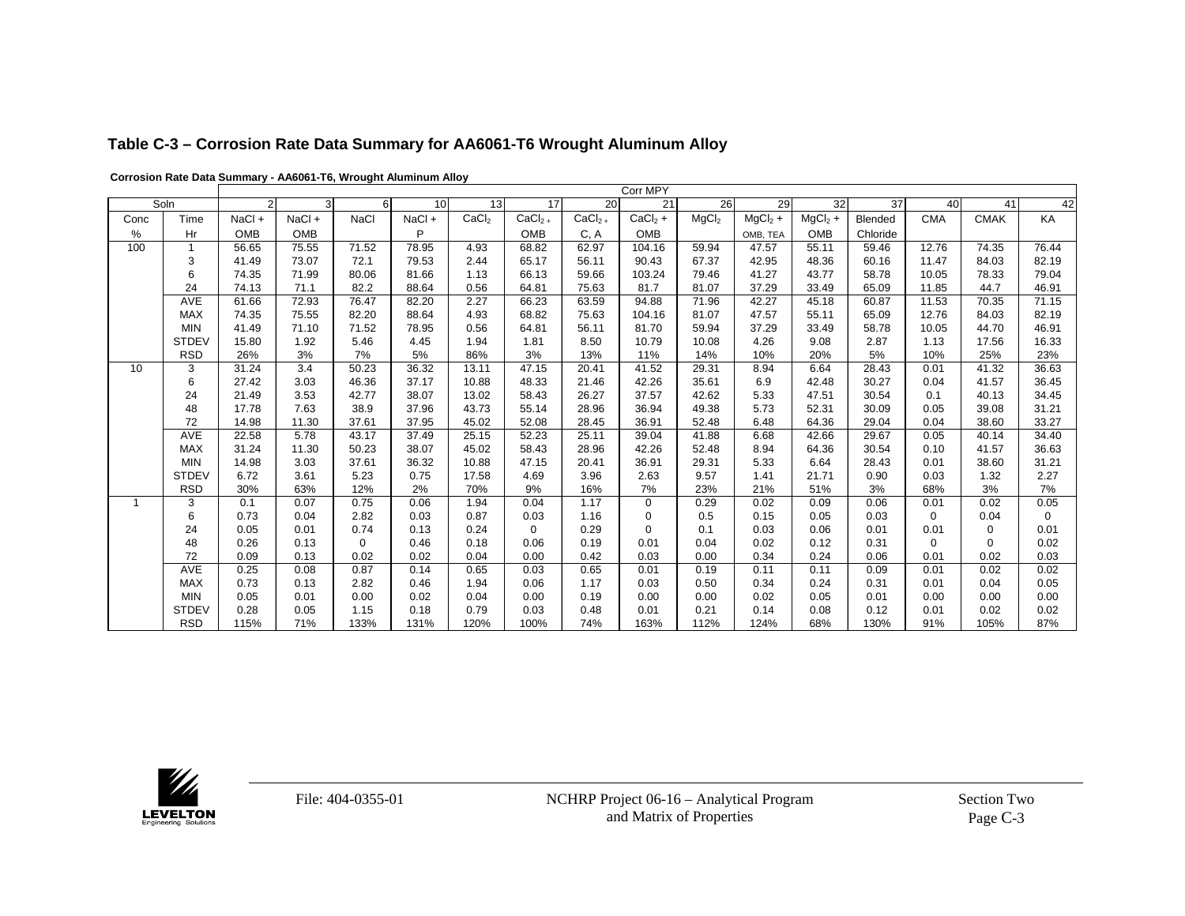# Table C-3 – Corrosion Rate Data Summary for AA6061-T6 Wrought Aluminum Alloy

**Corrosion Rate Data Summary - AA6061-T6, Wrought Aluminum Alloy**

| | | Corr MPY | | | | | | | | | | | | | | |
|---|---|---|---|---|---|---|---|---|---|---|---|---|---|---|---|---|
| Soln | | 2 | 3 | 6 | 10 | 13 | 17 | 20 | 21 | 26 | 29 | 32 | 37 | 40 | 41 | 42 |
| Conc | Time | NaCl + | NaCl + | NaCl | NaCl + | $CaCl_2$ | $CaCl_2$ + | $CaCl_2$ + | $CaCl_2$ + | $MgCl_2$ | $MgCl_2$ + | $MgCl_2$ + | Blended | CMA | CMAK | KA |
| % | Hr | OMB | OMB | | P | | OMB | C, A | OMB | | OMB, TEA | OMB | Chloride | | | |
| 100 | 1 | 56.65 | 75.55 | 71.52 | 78.95 | 4.93 | 68.82 | 62.97 | 104.16 | 59.94 | 47.57 | 55.11 | 59.46 | 12.76 | 74.35 | 76.44 |
| | 3 | 41.49 | 73.07 | 72.1 | 79.53 | 2.44 | 65.17 | 56.11 | 90.43 | 67.37 | 42.95 | 48.36 | 60.16 | 11.47 | 84.03 | 82.19 |
| | 6 | 74.35 | 71.99 | 80.06 | 81.66 | 1.13 | 66.13 | 59.66 | 103.24 | 79.46 | 41.27 | 43.77 | 58.78 | 10.05 | 78.33 | 79.04 |
| | 24 | 74.13 | 71.1 | 82.2 | 88.64 | 0.56 | 64.81 | 75.63 | 81.7 | 81.07 | 37.29 | 33.49 | 65.09 | 11.85 | 44.7 | 46.91 |
| | AVE | 61.66 | 72.93 | 76.47 | 82.20 | 2.27 | 66.23 | 63.59 | 94.88 | 71.96 | 42.27 | 45.18 | 60.87 | 11.53 | 70.35 | 71.15 |
| | MAX | 74.35 | 75.55 | 82.20 | 88.64 | 4.93 | 68.82 | 75.63 | 104.16 | 81.07 | 47.57 | 55.11 | 65.09 | 12.76 | 84.03 | 82.19 |
| | MIN | 41.49 | 71.10 | 71.52 | 78.95 | 0.56 | 64.81 | 56.11 | 81.70 | 59.94 | 37.29 | 33.49 | 58.78 | 10.05 | 44.70 | 46.91 |
| | STDEV | 15.80 | 1.92 | 5.46 | 4.45 | 1.94 | 1.81 | 8.50 | 10.79 | 10.08 | 4.26 | 9.08 | 2.87 | 1.13 | 17.56 | 16.33 |
| | RSD | 26% | 3% | 7% | 5% | 86% | 3% | 13% | 11% | 14% | 10% | 20% | 5% | 10% | 25% | 23% |
| 10 | 3 | 31.24 | 3.4 | 50.23 | 36.32 | 13.11 | 47.15 | 20.41 | 41.52 | 29.31 | 8.94 | 6.64 | 28.43 | 0.01 | 41.32 | 36.63 |
| | 6 | 27.42 | 3.03 | 46.36 | 37.17 | 10.88 | 48.33 | 21.46 | 42.26 | 35.61 | 6.9 | 42.48 | 30.27 | 0.04 | 41.57 | 36.45 |
| | 24 | 21.49 | 3.53 | 42.77 | 38.07 | 13.02 | 58.43 | 26.27 | 37.57 | 42.62 | 5.33 | 47.51 | 30.54 | 0.1 | 40.13 | 34.45 |
| | 48 | 17.78 | 7.63 | 38.9 | 37.96 | 43.73 | 55.14 | 28.96 | 36.94 | 49.38 | 5.73 | 52.31 | 30.09 | 0.05 | 39.08 | 31.21 |
| | 72 | 14.98 | 11.30 | 37.61 | 37.95 | 45.02 | 52.08 | 28.45 | 36.91 | 52.48 | 6.48 | 64.36 | 29.04 | 0.04 | 38.60 | 33.27 |
| | AVE | 22.58 | 5.78 | 43.17 | 37.49 | 25.15 | 52.23 | 25.11 | 39.04 | 41.88 | 6.68 | 42.66 | 29.67 | 0.05 | 40.14 | 34.40 |
| | MAX | 31.24 | 11.30 | 50.23 | 38.07 | 45.02 | 58.43 | 28.96 | 42.26 | 52.48 | 8.94 | 64.36 | 30.54 | 0.10 | 41.57 | 36.63 |
| | MIN | 14.98 | 3.03 | 37.61 | 36.32 | 10.88 | 47.15 | 20.41 | 36.91 | 29.31 | 5.33 | 6.64 | 28.43 | 0.01 | 38.60 | 31.21 |
| | STDEV | 6.72 | 3.61 | 5.23 | 0.75 | 17.58 | 4.69 | 3.96 | 2.63 | 9.57 | 1.41 | 21.71 | 0.90 | 0.03 | 1.32 | 2.27 |
| | RSD | 30% | 63% | 12% | 2% | 70% | 9% | 16% | 7% | 23% | 21% | 51% | 3% | 68% | 3% | 7% |
| 1 | 3 | 0.1 | 0.07 | 0.75 | 0.06 | 1.94 | 0.04 | 1.17 | 0 | 0.29 | 0.02 | 0.09 | 0.06 | 0.01 | 0.02 | 0.05 |
| | 6 | 0.73 | 0.04 | 2.82 | 0.03 | 0.87 | 0.03 | 1.16 | 0 | 0.5 | 0.15 | 0.05 | 0.03 | 0 | 0.04 | 0 |
| | 24 | 0.05 | 0.01 | 0.74 | 0.13 | 0.24 | 0 | 0.29 | 0 | 0.1 | 0.03 | 0.06 | 0.01 | 0.01 | 0 | 0.01 |
| | 48 | 0.26 | 0.13 | 0 | 0.46 | 0.18 | 0.06 | 0.19 | 0.01 | 0.04 | 0.02 | 0.12 | 0.31 | 0 | 0 | 0.02 |
| | 72 | 0.09 | 0.13 | 0.02 | 0.02 | 0.04 | 0.00 | 0.42 | 0.03 | 0.00 | 0.34 | 0.24 | 0.06 | 0.01 | 0.02 | 0.03 |
| | AVE | 0.25 | 0.08 | 0.87 | 0.14 | 0.65 | 0.03 | 0.65 | 0.01 | 0.19 | 0.11 | 0.11 | 0.09 | 0.01 | 0.02 | 0.02 |
| | MAX | 0.73 | 0.13 | 2.82 | 0.46 | 1.94 | 0.06 | 1.17 | 0.03 | 0.50 | 0.34 | 0.24 | 0.31 | 0.01 | 0.04 | 0.05 |
| | MIN | 0.05 | 0.01 | 0.00 | 0.02 | 0.04 | 0.00 | 0.19 | 0.00 | 0.00 | 0.02 | 0.05 | 0.01 | 0.00 | 0.00 | 0.00 |
| | STDEV | 0.28 | 0.05 | 1.15 | 0.18 | 0.79 | 0.03 | 0.48 | 0.01 | 0.21 | 0.14 | 0.08 | 0.12 | 0.01 | 0.02 | 0.02 |
| | RSD | 115% | 71% | 133% | 131% | 120% | 100% | 74% | 163% | 112% | 124% | 68% | 130% | 91% | 105% | 87% |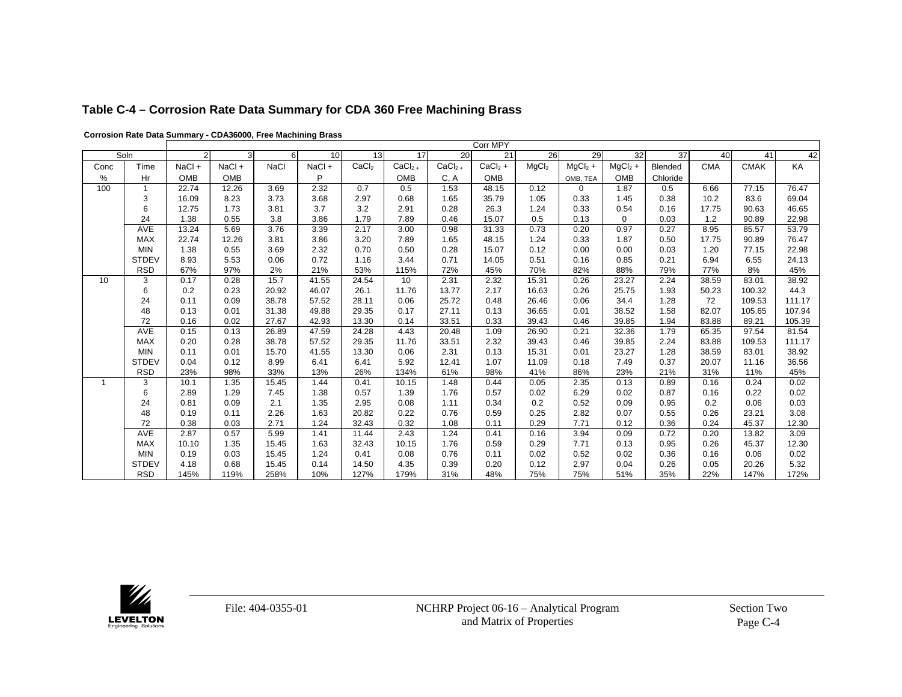## Table C-4 – Corrosion Rate Data Summary for CDA 360 Free Machining Brass

**Corrosion Rate Data Summary - CDA36000, Free Machining Brass**

| Soln | | Corr MPY | | | | | | | | | | | | | |
|---|---|---|---|---|---|---|---|---|---|---|---|---|---|---|---|
| | | 2 | 3 | 6 | 10 | 13 | 17 | 20 | 21 | 26 | 29 | 32 | 37 | 40 | 41 | 42 |
| Conc | Time | NaCl + | NaCl + | NaCl | NaCl + | $CaCl_2$ | $CaCl_2$ + | $CaCl_2$ + | $CaCl_2$ + | $MgCl_2$ | $MgCl_2$ + | $MgCl_2$ + | Blended | CMA | CMAK | KA |
| % | Hr | OMB | OMB | | P | | OMB | C, A | OMB | | OMB, TEA | OMB | Chloride | | | |
| 100 | 1 | 22.74 | 12.26 | 3.69 | 2.32 | 0.7 | 0.5 | 1.53 | 48.15 | 0.12 | 0 | 1.87 | 0.5 | 6.66 | 77.15 | 76.47 |
| | 3 | 16.09 | 8.23 | 3.73 | 3.68 | 2.97 | 0.68 | 1.65 | 35.79 | 1.05 | 0.33 | 1.45 | 0.38 | 10.2 | 83.6 | 69.04 |
| | 6 | 12.75 | 1.73 | 3.81 | 3.7 | 3.2 | 2.91 | 0.28 | 26.3 | 1.24 | 0.33 | 0.54 | 0.16 | 17.75 | 90.63 | 46.65 |
| | 24 | 1.38 | 0.55 | 3.8 | 3.86 | 1.79 | 7.89 | 0.46 | 15.07 | 0.5 | 0.13 | 0 | 0.03 | 1.2 | 90.89 | 22.98 |
| | AVE | 13.24 | 5.69 | 3.76 | 3.39 | 2.17 | 3.00 | 0.98 | 31.33 | 0.73 | 0.20 | 0.97 | 0.27 | 8.95 | 85.57 | 53.79 |
| | MAX | 22.74 | 12.26 | 3.81 | 3.86 | 3.20 | 7.89 | 1.65 | 48.15 | 1.24 | 0.33 | 1.87 | 0.50 | 17.75 | 90.89 | 76.47 |
| | MIN | 1.38 | 0.55 | 3.69 | 2.32 | 0.70 | 0.50 | 0.28 | 15.07 | 0.12 | 0.00 | 0.00 | 0.03 | 1.20 | 77.15 | 22.98 |
| | STDEV | 8.93 | 5.53 | 0.06 | 0.72 | 1.16 | 3.44 | 0.71 | 14.05 | 0.51 | 0.16 | 0.85 | 0.21 | 6.94 | 6.55 | 24.13 |
| | RSD | 67% | 97% | 2% | 21% | 53% | 115% | 72% | 45% | 70% | 82% | 88% | 79% | 77% | 8% | 45% |
| 10 | 3 | 0.17 | 0.28 | 15.7 | 41.55 | 24.54 | 10 | 2.31 | 2.32 | 15.31 | 0.26 | 23.27 | 2.24 | 38.59 | 83.01 | 38.92 |
| | 6 | 0.2 | 0.23 | 20.92 | 46.07 | 26.1 | 11.76 | 13.77 | 2.17 | 16.63 | 0.26 | 25.75 | 1.93 | 50.23 | 100.32 | 44.3 |
| | 24 | 0.11 | 0.09 | 38.78 | 57.52 | 28.11 | 0.06 | 25.72 | 0.48 | 26.46 | 0.06 | 34.4 | 1.28 | 72 | 109.53 | 111.17 |
| | 48 | 0.13 | 0.01 | 31.38 | 49.88 | 29.35 | 0.17 | 27.11 | 0.13 | 36.65 | 0.01 | 38.52 | 1.58 | 82.07 | 105.65 | 107.94 |
| | 72 | 0.16 | 0.02 | 27.67 | 42.93 | 13.30 | 0.14 | 33.51 | 0.33 | 39.43 | 0.46 | 39.85 | 1.94 | 83.88 | 89.21 | 105.39 |
| | AVE | 0.15 | 0.13 | 26.89 | 47.59 | 24.28 | 4.43 | 20.48 | 1.09 | 26.90 | 0.21 | 32.36 | 1.79 | 65.35 | 97.54 | 81.54 |
| | MAX | 0.20 | 0.28 | 38.78 | 57.52 | 29.35 | 11.76 | 33.51 | 2.32 | 39.43 | 0.46 | 39.85 | 2.24 | 83.88 | 109.53 | 111.17 |
| | MIN | 0.11 | 0.01 | 15.70 | 41.55 | 13.30 | 0.06 | 2.31 | 0.13 | 15.31 | 0.01 | 23.27 | 1.28 | 38.59 | 83.01 | 38.92 |
| | STDEV | 0.04 | 0.12 | 8.99 | 6.41 | 6.41 | 5.92 | 12.41 | 1.07 | 11.09 | 0.18 | 7.49 | 0.37 | 20.07 | 11.16 | 36.56 |
| | RSD | 23% | 98% | 33% | 13% | 26% | 134% | 61% | 98% | 41% | 86% | 23% | 21% | 31% | 11% | 45% |
| 1 | 3 | 10.1 | 1.35 | 15.45 | 1.44 | 0.41 | 10.15 | 1.48 | 0.44 | 0.05 | 2.35 | 0.13 | 0.89 | 0.16 | 0.24 | 0.02 |
| | 6 | 2.89 | 1.29 | 7.45 | 1.38 | 0.57 | 1.39 | 1.76 | 0.57 | 0.02 | 6.29 | 0.02 | 0.87 | 0.16 | 0.22 | 0.02 |
| | 24 | 0.81 | 0.09 | 2.1 | 1.35 | 2.95 | 0.08 | 1.11 | 0.34 | 0.2 | 0.52 | 0.09 | 0.95 | 0.2 | 0.06 | 0.03 |
| | 48 | 0.19 | 0.11 | 2.26 | 1.63 | 20.82 | 0.22 | 0.76 | 0.59 | 0.25 | 2.82 | 0.07 | 0.55 | 0.26 | 23.21 | 3.08 |
| | 72 | 0.38 | 0.03 | 2.71 | 1.24 | 32.43 | 0.32 | 1.08 | 0.11 | 0.29 | 7.71 | 0.12 | 0.36 | 0.24 | 45.37 | 12.30 |
| | AVE | 2.87 | 0.57 | 5.99 | 1.41 | 11.44 | 2.43 | 1.24 | 0.41 | 0.16 | 3.94 | 0.09 | 0.72 | 0.20 | 13.82 | 3.09 |
| | MAX | 10.10 | 1.35 | 15.45 | 1.63 | 32.43 | 10.15 | 1.76 | 0.59 | 0.29 | 7.71 | 0.13 | 0.95 | 0.26 | 45.37 | 12.30 |
| | MIN | 0.19 | 0.03 | 15.45 | 1.24 | 0.41 | 0.08 | 0.76 | 0.11 | 0.02 | 0.52 | 0.02 | 0.36 | 0.16 | 0.06 | 0.02 |
| | STDEV | 4.18 | 0.68 | 15.45 | 0.14 | 14.50 | 4.35 | 0.39 | 0.20 | 0.12 | 2.97 | 0.04 | 0.26 | 0.05 | 20.26 | 5.32 |
| | RSD | 145% | 119% | 258% | 10% | 127% | 179% | 31% | 48% | 75% | 75% | 51% | 35% | 22% | 147% | 172% |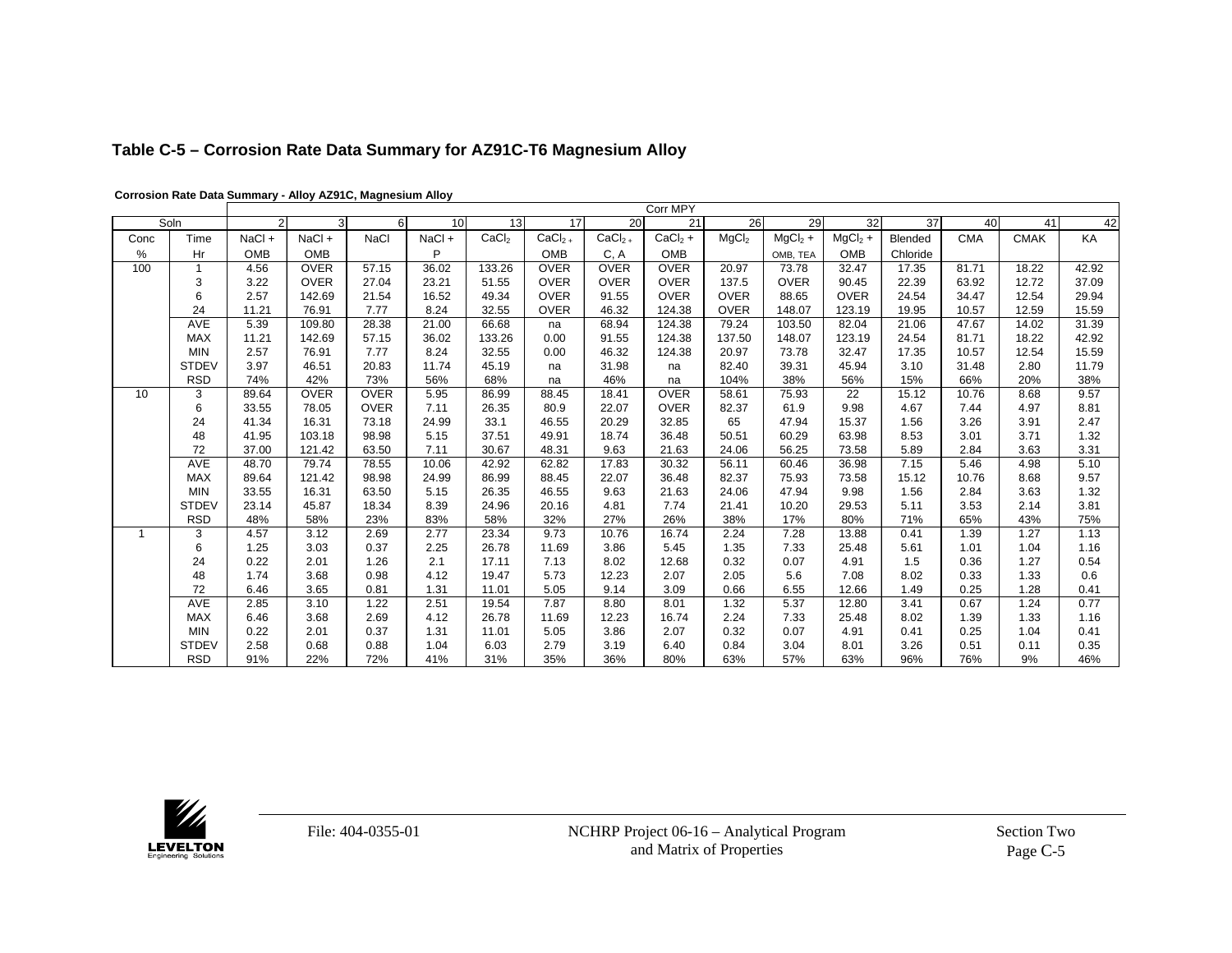## Table C-5 – Corrosion Rate Data Summary for AZ91C-T6 Magnesium Alloy

**Corrosion Rate Data Summary - Alloy AZ91C, Magnesium Alloy**

| Soln | | Corr MPY | | | | | | | | | | | | | | |
|---|---|---|---|---|---|---|---|---|---|---|---|---|---|---|---|---|
| | | 2 | 3 | 6 | 10 | 13 | 17 | 20 | 21 | 26 | 29 | 32 | 37 | 40 | 41 | 42 |
| Conc | Time | NaCl + | NaCl + | NaCl | NaCl + | $CaCl_2$ | $CaCl_2$ + | $CaCl_2$ + | $CaCl_2$ + | $MgCl_2$ | $MgCl_2$ + | $MgCl_2$ + | Blended | CMA | CMAK | KA |
| % | Hr | OMB | OMB | | P | | OMB | C, A | OMB | | OMB, TEA | OMB | Chloride | | | |
| 100 | 1 | 4.56 | OVER | 57.15 | 36.02 | 133.26 | OVER | OVER | OVER | 20.97 | 73.78 | 32.47 | 17.35 | 81.71 | 18.22 | 42.92 |
| | 3 | 3.22 | OVER | 27.04 | 23.21 | 51.55 | OVER | OVER | OVER | 137.5 | OVER | 90.45 | 22.39 | 63.92 | 12.72 | 37.09 |
| | 6 | 2.57 | 142.69 | 21.54 | 16.52 | 49.34 | OVER | 91.55 | OVER | OVER | 88.65 | OVER | 24.54 | 34.47 | 12.54 | 29.94 |
| | 24 | 11.21 | 76.91 | 7.77 | 8.24 | 32.55 | OVER | 46.32 | 124.38 | OVER | 148.07 | 123.19 | 19.95 | 10.57 | 12.59 | 15.59 |
| | AVE | 5.39 | 109.80 | 28.38 | 21.00 | 66.68 | na | 68.94 | 124.38 | 79.24 | 103.50 | 82.04 | 21.06 | 47.67 | 14.02 | 31.39 |
| | MAX | 11.21 | 142.69 | 57.15 | 36.02 | 133.26 | 0.00 | 91.55 | 124.38 | 137.50 | 148.07 | 123.19 | 24.54 | 81.71 | 18.22 | 42.92 |
| | MIN | 2.57 | 76.91 | 7.77 | 8.24 | 32.55 | 0.00 | 46.32 | 124.38 | 20.97 | 73.78 | 32.47 | 17.35 | 10.57 | 12.54 | 15.59 |
| | STDEV | 3.97 | 46.51 | 20.83 | 11.74 | 45.19 | na | 31.98 | na | 82.40 | 39.31 | 45.94 | 3.10 | 31.48 | 2.80 | 11.79 |
| | RSD | 74% | 42% | 73% | 56% | 68% | na | 46% | na | 104% | 38% | 56% | 15% | 66% | 20% | 38% |
| 10 | 3 | 89.64 | OVER | OVER | 5.95 | 86.99 | 88.45 | 18.41 | OVER | 58.61 | 75.93 | 22 | 15.12 | 10.76 | 8.68 | 9.57 |
| | 6 | 33.55 | 78.05 | OVER | 7.11 | 26.35 | 80.9 | 22.07 | OVER | 82.37 | 61.9 | 9.98 | 4.67 | 7.44 | 4.97 | 8.81 |
| | 24 | 41.34 | 16.31 | 73.18 | 24.99 | 33.1 | 46.55 | 20.29 | 32.85 | 65 | 47.94 | 15.37 | 1.56 | 3.26 | 3.91 | 2.47 |
| | 48 | 41.95 | 103.18 | 98.98 | 5.15 | 37.51 | 49.91 | 18.74 | 36.48 | 50.51 | 60.29 | 63.98 | 8.53 | 3.01 | 3.71 | 1.32 |
| | 72 | 37.00 | 121.42 | 63.50 | 7.11 | 30.67 | 48.31 | 9.63 | 21.63 | 24.06 | 56.25 | 73.58 | 5.89 | 2.84 | 3.63 | 3.31 |
| | AVE | 48.70 | 79.74 | 78.55 | 10.06 | 42.92 | 62.82 | 17.83 | 30.32 | 56.11 | 60.46 | 36.98 | 7.15 | 5.46 | 4.98 | 5.10 |
| | MAX | 89.64 | 121.42 | 98.98 | 24.99 | 86.99 | 88.45 | 22.07 | 36.48 | 82.37 | 75.93 | 73.58 | 15.12 | 10.76 | 8.68 | 9.57 |
| | MIN | 33.55 | 16.31 | 63.50 | 5.15 | 26.35 | 46.55 | 9.63 | 21.63 | 24.06 | 47.94 | 9.98 | 1.56 | 2.84 | 3.63 | 1.32 |
| | STDEV | 23.14 | 45.87 | 18.34 | 8.39 | 24.96 | 20.16 | 4.81 | 7.74 | 21.41 | 10.20 | 29.53 | 5.11 | 3.53 | 2.14 | 3.81 |
| | RSD | 48% | 58% | 23% | 83% | 58% | 32% | 27% | 26% | 38% | 17% | 80% | 71% | 65% | 43% | 75% |
| 1 | 3 | 4.57 | 3.12 | 2.69 | 2.77 | 23.34 | 9.73 | 10.76 | 16.74 | 2.24 | 7.28 | 13.88 | 0.41 | 1.39 | 1.27 | 1.13 |
| | 6 | 1.25 | 3.03 | 0.37 | 2.25 | 26.78 | 11.69 | 3.86 | 5.45 | 1.35 | 7.33 | 25.48 | 5.61 | 1.01 | 1.04 | 1.16 |
| | 24 | 0.22 | 2.01 | 1.26 | 2.1 | 17.11 | 7.13 | 8.02 | 12.68 | 0.32 | 0.07 | 4.91 | 1.5 | 0.36 | 1.27 | 0.54 |
| | 48 | 1.74 | 3.68 | 0.98 | 4.12 | 19.47 | 5.73 | 12.23 | 2.07 | 2.05 | 5.6 | 7.08 | 8.02 | 0.33 | 1.33 | 0.6 |
| | 72 | 6.46 | 3.65 | 0.81 | 1.31 | 11.01 | 5.05 | 9.14 | 3.09 | 0.66 | 6.55 | 12.66 | 1.49 | 0.25 | 1.28 | 0.41 |
| | AVE | 2.85 | 3.10 | 1.22 | 2.51 | 19.54 | 7.87 | 8.80 | 8.01 | 1.32 | 5.37 | 12.80 | 3.41 | 0.67 | 1.24 | 0.77 |
| | MAX | 6.46 | 3.68 | 2.69 | 4.12 | 26.78 | 11.69 | 12.23 | 16.74 | 2.24 | 7.33 | 25.48 | 8.02 | 1.39 | 1.33 | 1.16 |
| | MIN | 0.22 | 2.01 | 0.37 | 1.31 | 11.01 | 5.05 | 3.86 | 2.07 | 0.32 | 0.07 | 4.91 | 0.41 | 0.25 | 1.04 | 0.41 |
| | STDEV | 2.58 | 0.68 | 0.88 | 1.04 | 6.03 | 2.79 | 3.19 | 6.40 | 0.84 | 3.04 | 8.01 | 3.26 | 0.51 | 0.11 | 0.35 |
| | RSD | 91% | 22% | 72% | 41% | 31% | 35% | 36% | 80% | 63% | 57% | 63% | 96% | 76% | 9% | 46% |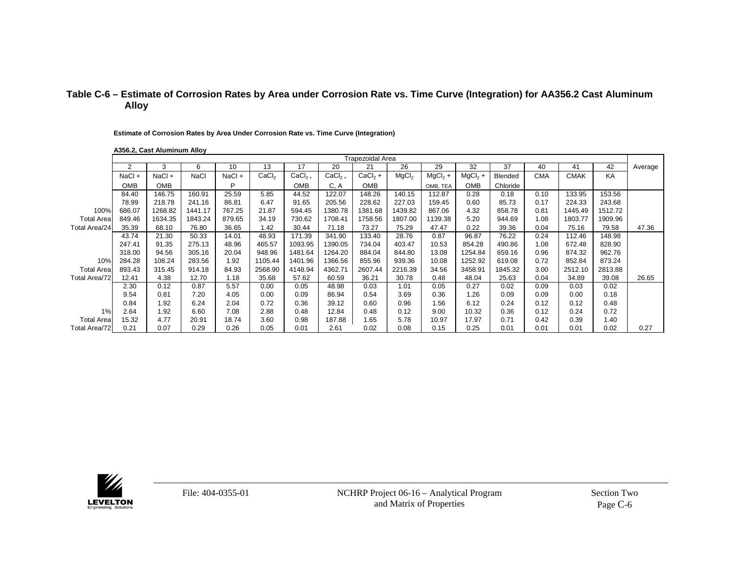## Table C-6 – Estimate of Corrosion Rates by Area under Corrosion Rate vs. Time Curve (Integration) for AA356.2 Cast Aluminum Alloy

**Estimate of Corrosion Rates by Area Under Corrosion Rate vs. Time Curve (Integration)**

**A356.2, Cast Aluminum Alloy**

| | Trapezoidal Area | | | | | | | | | | | | | | | |
|---|---|---|---|---|---|---|---|---|---|---|---|---|---|---|---|---|
| | 2 | 3 | 6 | 10 | 13 | 17 | 20 | 21 | 26 | 29 | 32 | 37 | 40 | 41 | 42 | Average |
| | NaCl + OMB | NaCl + OMB | NaCl | NaCl + P | $CaCl_2$ | $CaCl_2$ + OMB | $CaCl_2$ + C, A | $CaCl_2$ + OMB | $MgCl_2$ | $MgCl_2$ + OMB, TEA | $MgCl_2$ + OMB | Blended Chloride | CMA | CMAK | KA | |
| | 84.40 | 146.75 | 160.91 | 25.59 | 5.85 | 44.52 | 122.07 | 148.26 | 140.15 | 112.87 | 0.28 | 0.18 | 0.10 | 133.95 | 153.56 | |
| | 78.99 | 218.78 | 241.16 | 86.81 | 6.47 | 91.65 | 205.56 | 228.62 | 227.03 | 159.45 | 0.60 | 85.73 | 0.17 | 224.33 | 243.68 | |
| 100% | 686.07 | 1268.82 | 1441.17 | 767.25 | 21.87 | 594.45 | 1380.78 | 1381.68 | 1439.82 | 867.06 | 4.32 | 858.78 | 0.81 | 1445.49 | 1512.72 | |
| Total Area | 849.46 | 1634.35 | 1843.24 | 879.65 | 34.19 | 730.62 | 1708.41 | 1758.56 | 1807.00 | 1139.38 | 5.20 | 944.69 | 1.08 | 1803.77 | 1909.96 | |
| Total Area/24 | 35.39 | 68.10 | 76.80 | 36.65 | 1.42 | 30.44 | 71.18 | 73.27 | 75.29 | 47.47 | 0.22 | 39.36 | 0.04 | 75.16 | 79.58 | 47.36 |
| | 43.74 | 21.30 | 50.33 | 14.01 | 48.93 | 171.39 | 341.90 | 133.40 | 28.76 | 0.87 | 96.87 | 76.22 | 0.24 | 112.46 | 148.98 | |
| | 247.41 | 91.35 | 275.13 | 48.96 | 465.57 | 1093.95 | 1390.05 | 734.04 | 403.47 | 10.53 | 854.28 | 490.86 | 1.08 | 672.48 | 828.90 | |
| | 318.00 | 94.56 | 305.16 | 20.04 | 948.96 | 1481.64 | 1264.20 | 884.04 | 844.80 | 13.08 | 1254.84 | 659.16 | 0.96 | 874.32 | 962.76 | |
| 10% | 284.28 | 108.24 | 283.56 | 1.92 | 1105.44 | 1401.96 | 1366.56 | 855.96 | 939.36 | 10.08 | 1252.92 | 619.08 | 0.72 | 852.84 | 873.24 | |
| Total Area | 893.43 | 315.45 | 914.18 | 84.93 | 2568.90 | 4148.94 | 4362.71 | 2607.44 | 2216.39 | 34.56 | 3458.91 | 1845.32 | 3.00 | 2512.10 | 2813.88 | |
| Total Area/72 | 12.41 | 4.38 | 12.70 | 1.18 | 35.68 | 57.62 | 60.59 | 36.21 | 30.78 | 0.48 | 48.04 | 25.63 | 0.04 | 34.89 | 39.08 | 26.65 |
| | 2.30 | 0.12 | 0.87 | 5.57 | 0.00 | 0.05 | 48.98 | 0.03 | 1.01 | 0.05 | 0.27 | 0.02 | 0.09 | 0.03 | 0.02 | |
| | 9.54 | 0.81 | 7.20 | 4.05 | 0.00 | 0.09 | 86.94 | 0.54 | 3.69 | 0.36 | 1.26 | 0.09 | 0.09 | 0.00 | 0.18 | |
| | 0.84 | 1.92 | 6.24 | 2.04 | 0.72 | 0.36 | 39.12 | 0.60 | 0.96 | 1.56 | 6.12 | 0.24 | 0.12 | 0.12 | 0.48 | |
| 1% | 2.64 | 1.92 | 6.60 | 7.08 | 2.88 | 0.48 | 12.84 | 0.48 | 0.12 | 9.00 | 10.32 | 0.36 | 0.12 | 0.24 | 0.72 | |
| Total Area | 15.32 | 4.77 | 20.91 | 18.74 | 3.60 | 0.98 | 187.88 | 1.65 | 5.78 | 10.97 | 17.97 | 0.71 | 0.42 | 0.39 | 1.40 | |
| Total Area/72 | 0.21 | 0.07 | 0.29 | 0.26 | 0.05 | 0.01 | 2.61 | 0.02 | 0.08 | 0.15 | 0.25 | 0.01 | 0.01 | 0.01 | 0.02 | 0.27 |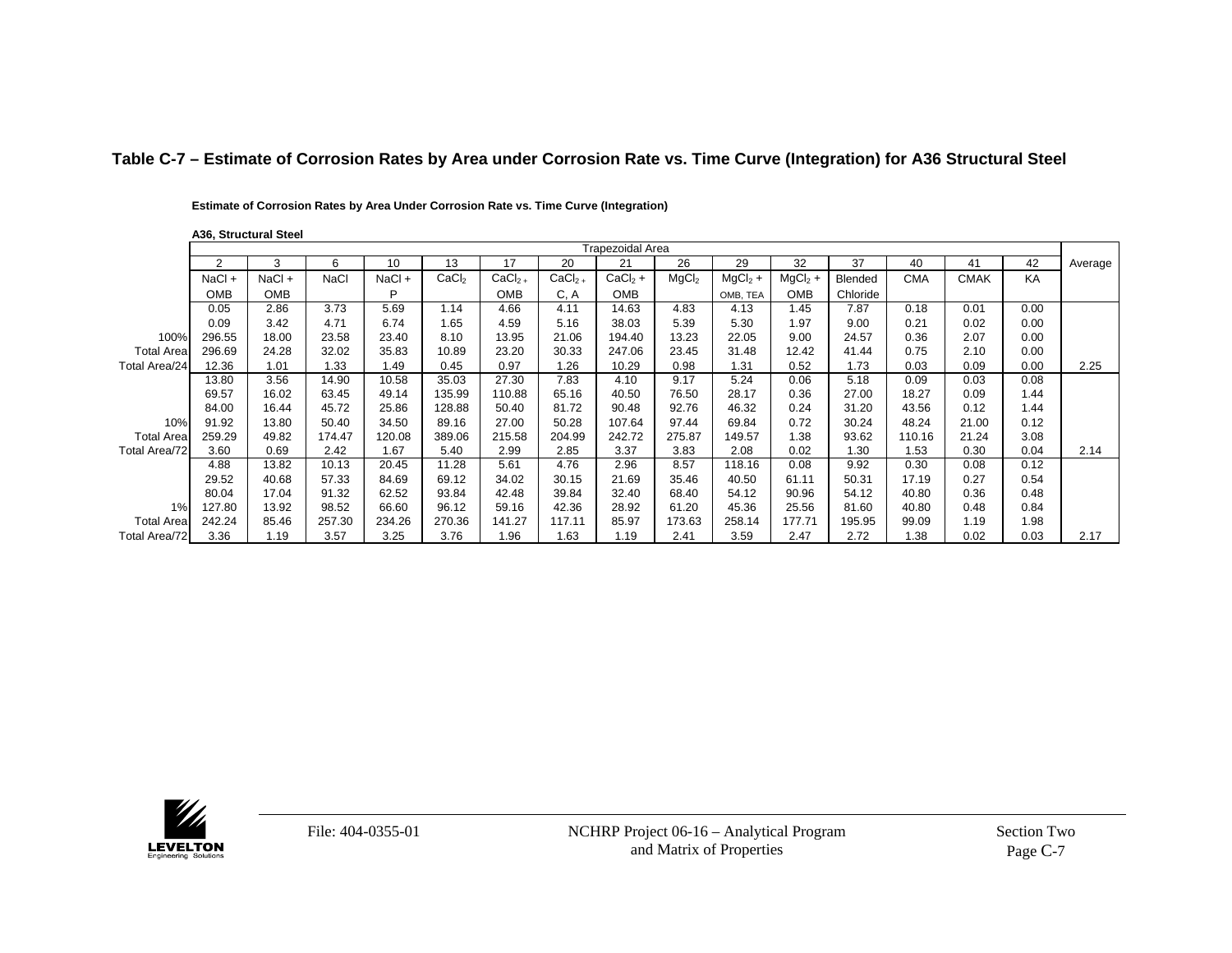## Table C-7 – Estimate of Corrosion Rates by Area under Corrosion Rate vs. Time Curve (Integration) for A36 Structural Steel

**Estimate of Corrosion Rates by Area Under Corrosion Rate vs. Time Curve (Integration)**

**A36, Structural Steel**

| | Trapezoidal Area | | | | | | | | | | | | | | | |
|---|---|---|---|---|---|---|---|---|---|---|---|---|---|---|---|---|
| | 2 | 3 | 6 | 10 | 13 | 17 | 20 | 21 | 26 | 29 | 32 | 37 | 40 | 41 | 42 | Average |
| | NaCl + OMB | NaCl + OMB | NaCl | NaCl + P | $CaCl_2$ | $CaCl_2$ + OMB | $CaCl_2$ + C, A | $CaCl_2$ + OMB | $MgCl_2$ | $MgCl_2$ + OMB, TEA | $MgCl_2$ + OMB | Blended Chloride | CMA | CMAK | KA | |
| | 0.05 | 2.86 | 3.73 | 5.69 | 1.14 | 4.66 | 4.11 | 14.63 | 4.83 | 4.13 | 1.45 | 7.87 | 0.18 | 0.01 | 0.00 | |
| | 0.09 | 3.42 | 4.71 | 6.74 | 1.65 | 4.59 | 5.16 | 38.03 | 5.39 | 5.30 | 1.97 | 9.00 | 0.21 | 0.02 | 0.00 | |
| 100% | 296.55 | 18.00 | 23.58 | 23.40 | 8.10 | 13.95 | 21.06 | 194.40 | 13.23 | 22.05 | 9.00 | 24.57 | 0.36 | 2.07 | 0.00 | |
| Total Area | 296.69 | 24.28 | 32.02 | 35.83 | 10.89 | 23.20 | 30.33 | 247.06 | 23.45 | 31.48 | 12.42 | 41.44 | 0.75 | 2.10 | 0.00 | |
| Total Area/24 | 12.36 | 1.01 | 1.33 | 1.49 | 0.45 | 0.97 | 1.26 | 10.29 | 0.98 | 1.31 | 0.52 | 1.73 | 0.03 | 0.09 | 0.00 | 2.25 |
| | 13.80 | 3.56 | 14.90 | 10.58 | 35.03 | 27.30 | 7.83 | 4.10 | 9.17 | 5.24 | 0.06 | 5.18 | 0.09 | 0.03 | 0.08 | |
| | 69.57 | 16.02 | 63.45 | 49.14 | 135.99 | 110.88 | 65.16 | 40.50 | 76.50 | 28.17 | 0.36 | 27.00 | 18.27 | 0.09 | 1.44 | |
| | 84.00 | 16.44 | 45.72 | 25.86 | 128.88 | 50.40 | 81.72 | 90.48 | 92.76 | 46.32 | 0.24 | 31.20 | 43.56 | 0.12 | 1.44 | |
| 10% | 91.92 | 13.80 | 50.40 | 34.50 | 89.16 | 27.00 | 50.28 | 107.64 | 97.44 | 69.84 | 0.72 | 30.24 | 48.24 | 21.00 | 0.12 | |
| Total Area | 259.29 | 49.82 | 174.47 | 120.08 | 389.06 | 215.58 | 204.99 | 242.72 | 275.87 | 149.57 | 1.38 | 93.62 | 110.16 | 21.24 | 3.08 | |
| Total Area/72 | 3.60 | 0.69 | 2.42 | 1.67 | 5.40 | 2.99 | 2.85 | 3.37 | 3.83 | 2.08 | 0.02 | 1.30 | 1.53 | 0.30 | 0.04 | 2.14 |
| | 4.88 | 13.82 | 10.13 | 20.45 | 11.28 | 5.61 | 4.76 | 2.96 | 8.57 | 118.16 | 0.08 | 9.92 | 0.30 | 0.08 | 0.12 | |
| | 29.52 | 40.68 | 57.33 | 84.69 | 69.12 | 34.02 | 30.15 | 21.69 | 35.46 | 40.50 | 61.11 | 50.31 | 17.19 | 0.27 | 0.54 | |
| | 80.04 | 17.04 | 91.32 | 62.52 | 93.84 | 42.48 | 39.84 | 32.40 | 68.40 | 54.12 | 90.96 | 54.12 | 40.80 | 0.36 | 0.48 | |
| 1% | 127.80 | 13.92 | 98.52 | 66.60 | 96.12 | 42.36 | 59.16 | 28.92 | 61.20 | 45.36 | 25.56 | 81.60 | 40.80 | 0.48 | 0.84 | |
| Total Area | 242.24 | 85.46 | 257.30 | 234.26 | 270.36 | 141.27 | 117.11 | 85.97 | 173.63 | 258.14 | 177.71 | 195.95 | 99.09 | 1.19 | 1.98 | |
| Total Area/72 | 3.36 | 1.19 | 3.57 | 3.25 | 3.76 | 1.96 | 1.63 | 1.19 | 2.41 | 3.59 | 2.47 | 2.72 | 1.38 | 0.02 | 0.03 | 2.17 |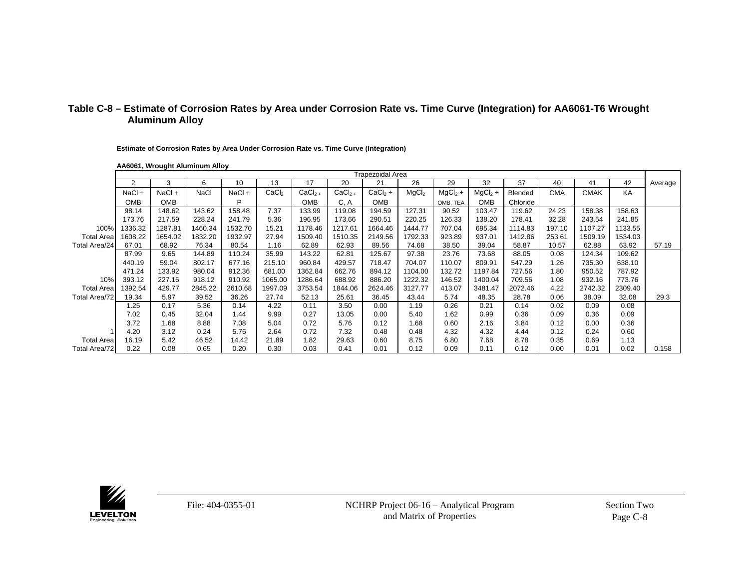**Table C-8 – Estimate of Corrosion Rates by Area under Corrosion Rate vs. Time Curve (Integration) for AA6061-T6 Wrought Aluminum Alloy**

**Estimate of Corrosion Rates by Area Under Corrosion Rate vs. Time Curve (Integration)**

**AA6061, Wrought Aluminum Alloy**

| | Trapezoidal Area | | | | | | | | | | | | | | | |
|---|---|---|---|---|---|---|---|---|---|---|---|---|---|---|---|---|
| | 2 | 3 | 6 | 10 | 13 | 17 | 20 | 21 | 26 | 29 | 32 | 37 | 40 | 41 | 42 | Average |
| | NaCl + OMB | NaCl + OMB | NaCl | NaCl + P | $CaCl_2$ | $CaCl_2$ + OMB | $CaCl_2$ + C, A | $CaCl_2$ + OMB | $MgCl_2$ | $MgCl_2$ + OMB, TEA | $MgCl_2$ + OMB | Blended Chloride | CMA | CMAK | KA | |
| | 98.14 | 148.62 | 143.62 | 158.48 | 7.37 | 133.99 | 119.08 | 194.59 | 127.31 | 90.52 | 103.47 | 119.62 | 24.23 | 158.38 | 158.63 | |
| | 173.76 | 217.59 | 228.24 | 241.79 | 5.36 | 196.95 | 173.66 | 290.51 | 220.25 | 126.33 | 138.20 | 178.41 | 32.28 | 243.54 | 241.85 | |
| 100% | 1336.32 | 1287.81 | 1460.34 | 1532.70 | 15.21 | 1178.46 | 1217.61 | 1664.46 | 1444.77 | 707.04 | 695.34 | 1114.83 | 197.10 | 1107.27 | 1133.55 | |
| Total Area | 1608.22 | 1654.02 | 1832.20 | 1932.97 | 27.94 | 1509.40 | 1510.35 | 2149.56 | 1792.33 | 923.89 | 937.01 | 1412.86 | 253.61 | 1509.19 | 1534.03 | |
| Total Area/24 | 67.01 | 68.92 | 76.34 | 80.54 | 1.16 | 62.89 | 62.93 | 89.56 | 74.68 | 38.50 | 39.04 | 58.87 | 10.57 | 62.88 | 63.92 | 57.19 |
| | 87.99 | 9.65 | 144.89 | 110.24 | 35.99 | 143.22 | 62.81 | 125.67 | 97.38 | 23.76 | 73.68 | 88.05 | 0.08 | 124.34 | 109.62 | |
| | 440.19 | 59.04 | 802.17 | 677.16 | 215.10 | 960.84 | 429.57 | 718.47 | 704.07 | 110.07 | 809.91 | 547.29 | 1.26 | 735.30 | 638.10 | |
| | 471.24 | 133.92 | 980.04 | 912.36 | 681.00 | 1362.84 | 662.76 | 894.12 | 1104.00 | 132.72 | 1197.84 | 727.56 | 1.80 | 950.52 | 787.92 | |
| 10% | 393.12 | 227.16 | 918.12 | 910.92 | 1065.00 | 1286.64 | 688.92 | 886.20 | 1222.32 | 146.52 | 1400.04 | 709.56 | 1.08 | 932.16 | 773.76 | |
| Total Area | 1392.54 | 429.77 | 2845.22 | 2610.68 | 1997.09 | 3753.54 | 1844.06 | 2624.46 | 3127.77 | 413.07 | 3481.47 | 2072.46 | 4.22 | 2742.32 | 2309.40 | |
| Total Area/72 | 19.34 | 5.97 | 39.52 | 36.26 | 27.74 | 52.13 | 25.61 | 36.45 | 43.44 | 5.74 | 48.35 | 28.78 | 0.06 | 38.09 | 32.08 | 29.3 |
| | 1.25 | 0.17 | 5.36 | 0.14 | 4.22 | 0.11 | 3.50 | 0.00 | 1.19 | 0.26 | 0.21 | 0.14 | 0.02 | 0.09 | 0.08 | |
| | 7.02 | 0.45 | 32.04 | 1.44 | 9.99 | 0.27 | 13.05 | 0.00 | 5.40 | 1.62 | 0.99 | 0.36 | 0.09 | 0.36 | 0.09 | |
| | 3.72 | 1.68 | 8.88 | 7.08 | 5.04 | 0.72 | 5.76 | 0.12 | 1.68 | 0.60 | 2.16 | 3.84 | 0.12 | 0.00 | 0.36 | |
| 1 | 4.20 | 3.12 | 0.24 | 5.76 | 2.64 | 0.72 | 7.32 | 0.48 | 0.48 | 4.32 | 4.32 | 4.44 | 0.12 | 0.24 | 0.60 | |
| Total Area | 16.19 | 5.42 | 46.52 | 14.42 | 21.89 | 1.82 | 29.63 | 0.60 | 8.75 | 6.80 | 7.68 | 8.78 | 0.35 | 0.69 | 1.13 | |
| Total Area/72 | 0.22 | 0.08 | 0.65 | 0.20 | 0.30 | 0.03 | 0.41 | 0.01 | 0.12 | 0.09 | 0.11 | 0.12 | 0.00 | 0.01 | 0.02 | 0.158 |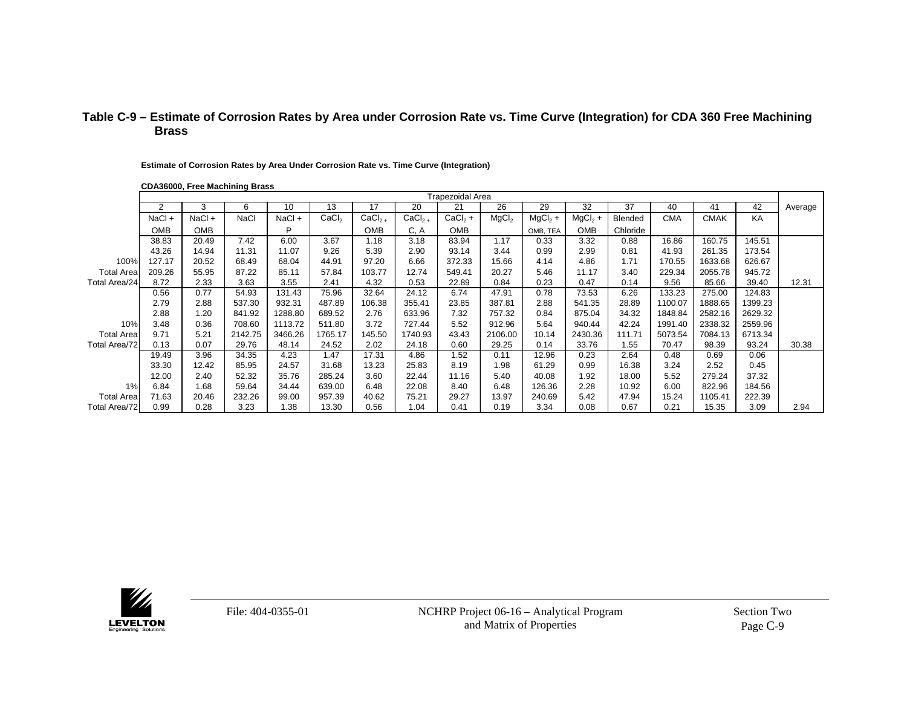**Table C-9 – Estimate of Corrosion Rates by Area under Corrosion Rate vs. Time Curve (Integration) for CDA 360 Free Machining Brass**

**Estimate of Corrosion Rates by Area Under Corrosion Rate vs. Time Curve (Integration)**

**CDA36000, Free Machining Brass**

| | Trapezoidal Area | | | | | | | | | | | | | | | |
|---|---|---|---|---|---|---|---|---|---|---|---|---|---|---|---|---|
| | 2 | 3 | 6 | 10 | 13 | 17 | 20 | 21 | 26 | 29 | 32 | 37 | 40 | 41 | 42 | Average |
| | NaCl + OMB | NaCl + OMB | NaCl | NaCl + P | $CaCl_2$ | $CaCl_2$ + OMB | $CaCl_2$ + C, A | $CaCl_2$ + OMB | $MgCl_2$ | $MgCl_2$ + OMB, TEA | $MgCl_2$ + OMB | Blended Chloride | CMA | CMAK | KA | |
| | 38.83 | 20.49 | 7.42 | 6.00 | 3.67 | 1.18 | 3.18 | 83.94 | 1.17 | 0.33 | 3.32 | 0.88 | 16.86 | 160.75 | 145.51 | |
| | 43.26 | 14.94 | 11.31 | 11.07 | 9.26 | 5.39 | 2.90 | 93.14 | 3.44 | 0.99 | 2.99 | 0.81 | 41.93 | 261.35 | 173.54 | |
| 100% | 127.17 | 20.52 | 68.49 | 68.04 | 44.91 | 97.20 | 6.66 | 372.33 | 15.66 | 4.14 | 4.86 | 1.71 | 170.55 | 1633.68 | 626.67 | |
| Total Area | 209.26 | 55.95 | 87.22 | 85.11 | 57.84 | 103.77 | 12.74 | 549.41 | 20.27 | 5.46 | 11.17 | 3.40 | 229.34 | 2055.78 | 945.72 | |
| Total Area/24 | 8.72 | 2.33 | 3.63 | 3.55 | 2.41 | 4.32 | 0.53 | 22.89 | 0.84 | 0.23 | 0.47 | 0.14 | 9.56 | 85.66 | 39.40 | 12.31 |
| | 0.56 | 0.77 | 54.93 | 131.43 | 75.96 | 32.64 | 24.12 | 6.74 | 47.91 | 0.78 | 73.53 | 6.26 | 133.23 | 275.00 | 124.83 | |
| | 2.79 | 2.88 | 537.30 | 932.31 | 487.89 | 106.38 | 355.41 | 23.85 | 387.81 | 2.88 | 541.35 | 28.89 | 1100.07 | 1888.65 | 1399.23 | |
| | 2.88 | 1.20 | 841.92 | 1288.80 | 689.52 | 2.76 | 633.96 | 7.32 | 757.32 | 0.84 | 875.04 | 34.32 | 1848.84 | 2582.16 | 2629.32 | |
| 10% | 3.48 | 0.36 | 708.60 | 1113.72 | 511.80 | 3.72 | 727.44 | 5.52 | 912.96 | 5.64 | 940.44 | 42.24 | 1991.40 | 2338.32 | 2559.96 | |
| Total Area | 9.71 | 5.21 | 2142.75 | 3466.26 | 1765.17 | 145.50 | 1740.93 | 43.43 | 2106.00 | 10.14 | 2430.36 | 111.71 | 5073.54 | 7084.13 | 6713.34 | |
| Total Area/72 | 0.13 | 0.07 | 29.76 | 48.14 | 24.52 | 2.02 | 24.18 | 0.60 | 29.25 | 0.14 | 33.76 | 1.55 | 70.47 | 98.39 | 93.24 | 30.38 |
| | 19.49 | 3.96 | 34.35 | 4.23 | 1.47 | 17.31 | 4.86 | 1.52 | 0.11 | 12.96 | 0.23 | 2.64 | 0.48 | 0.69 | 0.06 | |
| | 33.30 | 12.42 | 85.95 | 24.57 | 31.68 | 13.23 | 25.83 | 8.19 | 1.98 | 61.29 | 0.99 | 16.38 | 3.24 | 2.52 | 0.45 | |
| | 12.00 | 2.40 | 52.32 | 35.76 | 285.24 | 3.60 | 22.44 | 11.16 | 5.40 | 40.08 | 1.92 | 18.00 | 5.52 | 279.24 | 37.32 | |
| 1% | 6.84 | 1.68 | 59.64 | 34.44 | 639.00 | 6.48 | 22.08 | 8.40 | 6.48 | 126.36 | 2.28 | 10.92 | 6.00 | 822.96 | 184.56 | |
| Total Area | 71.63 | 20.46 | 232.26 | 99.00 | 957.39 | 40.62 | 75.21 | 29.27 | 13.97 | 240.69 | 5.42 | 47.94 | 15.24 | 1105.41 | 222.39 | |
| Total Area/72 | 0.99 | 0.28 | 3.23 | 1.38 | 13.30 | 0.56 | 1.04 | 0.41 | 0.19 | 3.34 | 0.08 | 0.67 | 0.21 | 15.35 | 3.09 | 2.94 |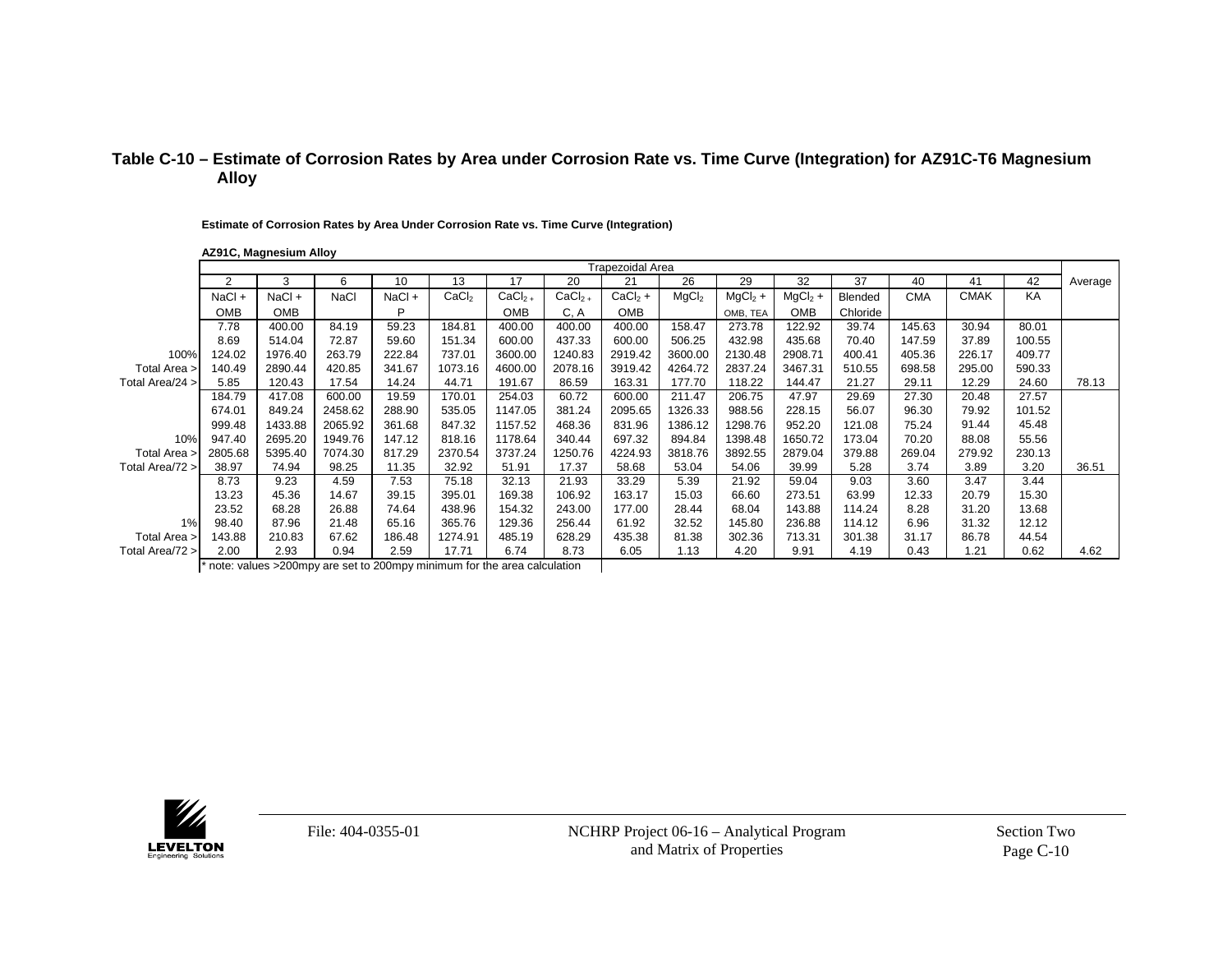**Table C-10 – Estimate of Corrosion Rates by Area under Corrosion Rate vs. Time Curve (Integration) for AZ91C-T6 Magnesium Alloy**

**Estimate of Corrosion Rates by Area Under Corrosion Rate vs. Time Curve (Integration)**

**AZ91C, Magnesium Alloy**

| | Trapezoidal Area | | | | | | | | | | | | | | | |
|---|---|---|---|---|---|---|---|---|---|---|---|---|---|---|---|---|
| | 2 | 3 | 6 | 10 | 13 | 17 | 20 | 21 | 26 | 29 | 32 | 37 | 40 | 41 | 42 | Average |
| | NaCl + OMB | NaCl + OMB | NaCl | NaCl + P | $CaCl_2$ | $CaCl_2$ + OMB | $CaCl_2$ + C, A | $CaCl_2$ + OMB | $MgCl_2$ | $MgCl_2$ + OMB, TEA | $MgCl_2$ + OMB | Blended Chloride | CMA | CMAK | KA | |
| | 7.78 | 400.00 | 84.19 | 59.23 | 184.81 | 400.00 | 400.00 | 400.00 | 158.47 | 273.78 | 122.92 | 39.74 | 145.63 | 30.94 | 80.01 | |
| | 8.69 | 514.04 | 72.87 | 59.60 | 151.34 | 600.00 | 437.33 | 600.00 | 506.25 | 432.98 | 435.68 | 70.40 | 147.59 | 37.89 | 100.55 | |
| 100% | 124.02 | 1976.40 | 263.79 | 222.84 | 737.01 | 3600.00 | 1240.83 | 2919.42 | 3600.00 | 2130.48 | 2908.71 | 400.41 | 405.36 | 226.17 | 409.77 | |
| Total Area > | 140.49 | 2890.44 | 420.85 | 341.67 | 1073.16 | 4600.00 | 2078.16 | 3919.42 | 4264.72 | 2837.24 | 3467.31 | 510.55 | 698.58 | 295.00 | 590.33 | |
| Total Area/24 > | 5.85 | 120.43 | 17.54 | 14.24 | 44.71 | 191.67 | 86.59 | 163.31 | 177.70 | 118.22 | 144.47 | 21.27 | 29.11 | 12.29 | 24.60 | 78.13 |
| | 184.79 | 417.08 | 600.00 | 19.59 | 170.01 | 254.03 | 60.72 | 600.00 | 211.47 | 206.75 | 47.97 | 29.69 | 27.30 | 20.48 | 27.57 | |
| | 674.01 | 849.24 | 2458.62 | 288.90 | 535.05 | 1147.05 | 381.24 | 2095.65 | 1326.33 | 988.56 | 228.15 | 56.07 | 96.30 | 79.92 | 101.52 | |
| | 999.48 | 1433.88 | 2065.92 | 361.68 | 847.32 | 1157.52 | 468.36 | 831.96 | 1386.12 | 1298.76 | 952.20 | 121.08 | 75.24 | 91.44 | 45.48 | |
| 10% | 947.40 | 2695.20 | 1949.76 | 147.12 | 818.16 | 1178.64 | 340.44 | 697.32 | 894.84 | 1398.48 | 1650.72 | 173.04 | 70.20 | 88.08 | 55.56 | |
| Total Area > | 2805.68 | 5395.40 | 7074.30 | 817.29 | 2370.54 | 3737.24 | 1250.76 | 4224.93 | 3818.76 | 3892.55 | 2879.04 | 379.88 | 269.04 | 279.92 | 230.13 | |
| Total Area/72 > | 38.97 | 74.94 | 98.25 | 11.35 | 32.92 | 51.91 | 17.37 | 58.68 | 53.04 | 54.06 | 39.99 | 5.28 | 3.74 | 3.89 | 3.20 | 36.51 |
| | 8.73 | 9.23 | 4.59 | 7.53 | 75.18 | 32.13 | 21.93 | 33.29 | 5.39 | 21.92 | 59.04 | 9.03 | 3.60 | 3.47 | 3.44 | |
| | 13.23 | 45.36 | 14.67 | 39.15 | 395.01 | 169.38 | 106.92 | 163.17 | 15.03 | 66.60 | 273.51 | 63.99 | 12.33 | 20.79 | 15.30 | |
| | 23.52 | 68.28 | 26.88 | 74.64 | 438.96 | 154.32 | 243.00 | 177.00 | 28.44 | 68.04 | 143.88 | 114.24 | 8.28 | 31.20 | 13.68 | |
| 1% | 98.40 | 87.96 | 21.48 | 65.16 | 365.76 | 129.36 | 256.44 | 61.92 | 32.52 | 145.80 | 236.88 | 114.12 | 6.96 | 31.32 | 12.12 | |
| Total Area > | 143.88 | 210.83 | 67.62 | 186.48 | 1274.91 | 485.19 | 628.29 | 435.38 | 81.38 | 302.36 | 713.31 | 301.38 | 31.17 | 86.78 | 44.54 | |
| Total Area/72 > | 2.00 | 2.93 | 0.94 | 2.59 | 17.71 | 6.74 | 8.73 | 6.05 | 1.13 | 4.20 | 9.91 | 4.19 | 0.43 | 1.21 | 0.62 | 4.62 |

* note: values >200mpy are set to 200mpy minimum for the area calculation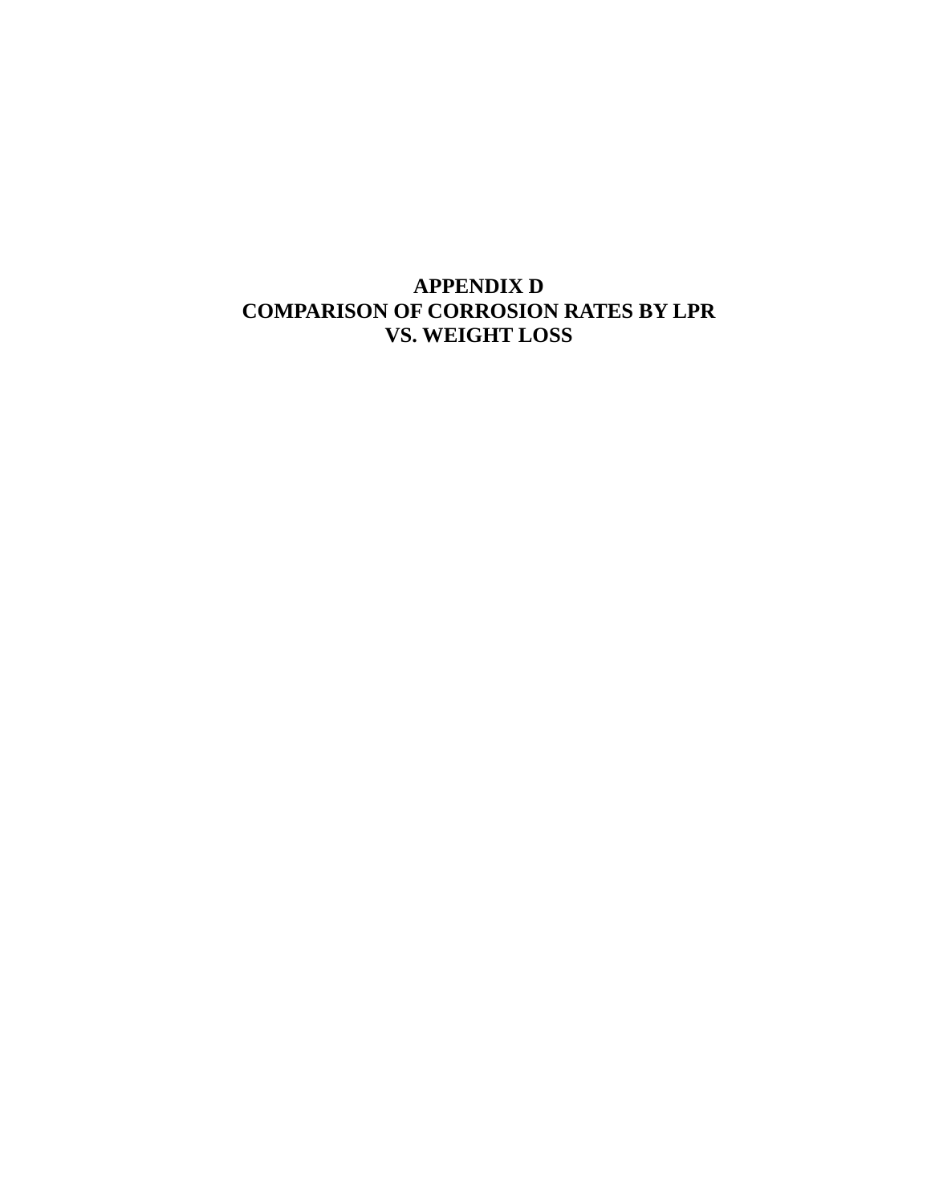# APPENDIX D
# COMPARISON OF CORROSION RATES BY LPR VS. WEIGHT LOSS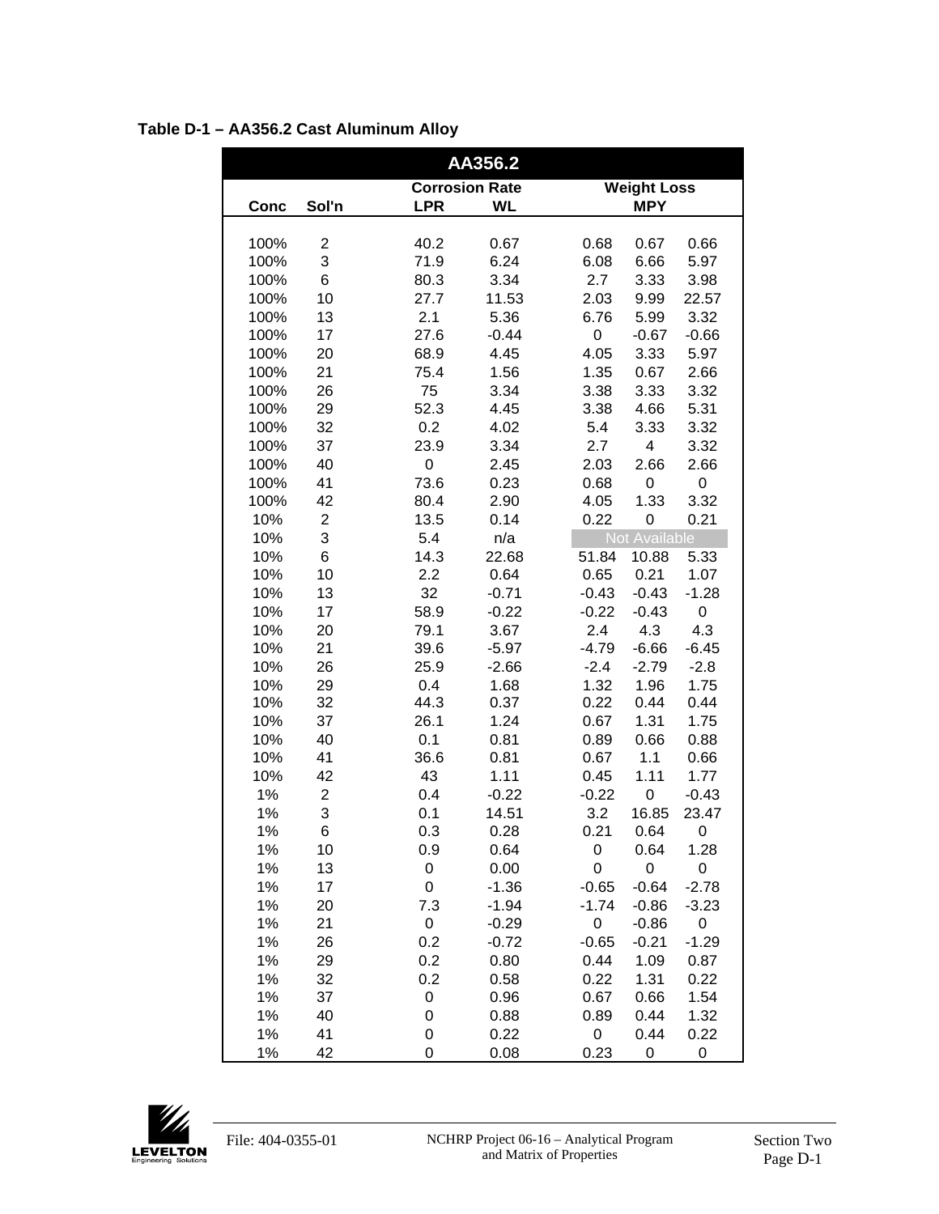**Table D-1 – AA356.2 Cast Aluminum Alloy**

| AA356.2 | | | | | | |
|---|---|---|---|---|---|---|
| | | Corrosion Rate | | Weight Loss | | |
| Conc | Sol'n | LPR | WL | MPY | | |
| 100% | 2 | 40.2 | 0.67 | 0.68 | 0.67 | 0.66 |
| 100% | 3 | 71.9 | 6.24 | 6.08 | 6.66 | 5.97 |
| 100% | 6 | 80.3 | 3.34 | 2.7 | 3.33 | 3.98 |
| 100% | 10 | 27.7 | 11.53 | 2.03 | 9.99 | 22.57 |
| 100% | 13 | 2.1 | 5.36 | 6.76 | 5.99 | 3.32 |
| 100% | 17 | 27.6 | -0.44 | 0 | -0.67 | -0.66 |
| 100% | 20 | 68.9 | 4.45 | 4.05 | 3.33 | 5.97 |
| 100% | 21 | 75.4 | 1.56 | 1.35 | 0.67 | 2.66 |
| 100% | 26 | 75 | 3.34 | 3.38 | 3.33 | 3.32 |
| 100% | 29 | 52.3 | 4.45 | 3.38 | 4.66 | 5.31 |
| 100% | 32 | 0.2 | 4.02 | 5.4 | 3.33 | 3.32 |
| 100% | 37 | 23.9 | 3.34 | 2.7 | 4 | 3.32 |
| 100% | 40 | 0 | 2.45 | 2.03 | 2.66 | 2.66 |
| 100% | 41 | 73.6 | 0.23 | 0.68 | 0 | 0 |
| 100% | 42 | 80.4 | 2.90 | 4.05 | 1.33 | 3.32 |
| 10% | 2 | 13.5 | 0.14 | 0.22 | 0 | 0.21 |
| 10% | 3 | 5.4 | n/a | Not Available | | |
| 10% | 6 | 14.3 | 22.68 | 51.84 | 10.88 | 5.33 |
| 10% | 10 | 2.2 | 0.64 | 0.65 | 0.21 | 1.07 |
| 10% | 13 | 32 | -0.71 | -0.43 | -0.43 | -1.28 |
| 10% | 17 | 58.9 | -0.22 | -0.22 | -0.43 | 0 |
| 10% | 20 | 79.1 | 3.67 | 2.4 | 4.3 | 4.3 |
| 10% | 21 | 39.6 | -5.97 | -4.79 | -6.66 | -6.45 |
| 10% | 26 | 25.9 | -2.66 | -2.4 | -2.79 | -2.8 |
| 10% | 29 | 0.4 | 1.68 | 1.32 | 1.96 | 1.75 |
| 10% | 32 | 44.3 | 0.37 | 0.22 | 0.44 | 0.44 |
| 10% | 37 | 26.1 | 1.24 | 0.67 | 1.31 | 1.75 |
| 10% | 40 | 0.1 | 0.81 | 0.89 | 0.66 | 0.88 |
| 10% | 41 | 36.6 | 0.81 | 0.67 | 1.1 | 0.66 |
| 10% | 42 | 43 | 1.11 | 0.45 | 1.11 | 1.77 |
| 1% | 2 | 0.4 | -0.22 | -0.22 | 0 | -0.43 |
| 1% | 3 | 0.1 | 14.51 | 3.2 | 16.85 | 23.47 |
| 1% | 6 | 0.3 | 0.28 | 0.21 | 0.64 | 0 |
| 1% | 10 | 0.9 | 0.64 | 0 | 0.64 | 1.28 |
| 1% | 13 | 0 | 0.00 | 0 | 0 | 0 |
| 1% | 17 | 0 | -1.36 | -0.65 | -0.64 | -2.78 |
| 1% | 20 | 7.3 | -1.94 | -1.74 | -0.86 | -3.23 |
| 1% | 21 | 0 | -0.29 | 0 | -0.86 | 0 |
| 1% | 26 | 0.2 | -0.72 | -0.65 | -0.21 | -1.29 |
| 1% | 29 | 0.2 | 0.80 | 0.44 | 1.09 | 0.87 |
| 1% | 32 | 0.2 | 0.58 | 0.22 | 1.31 | 0.22 |
| 1% | 37 | 0 | 0.96 | 0.67 | 0.66 | 1.54 |
| 1% | 40 | 0 | 0.88 | 0.89 | 0.44 | 1.32 |
| 1% | 41 | 0 | 0.22 | 0 | 0.44 | 0.22 |
| 1% | 42 | 0 | 0.08 | 0.23 | 0 | 0 |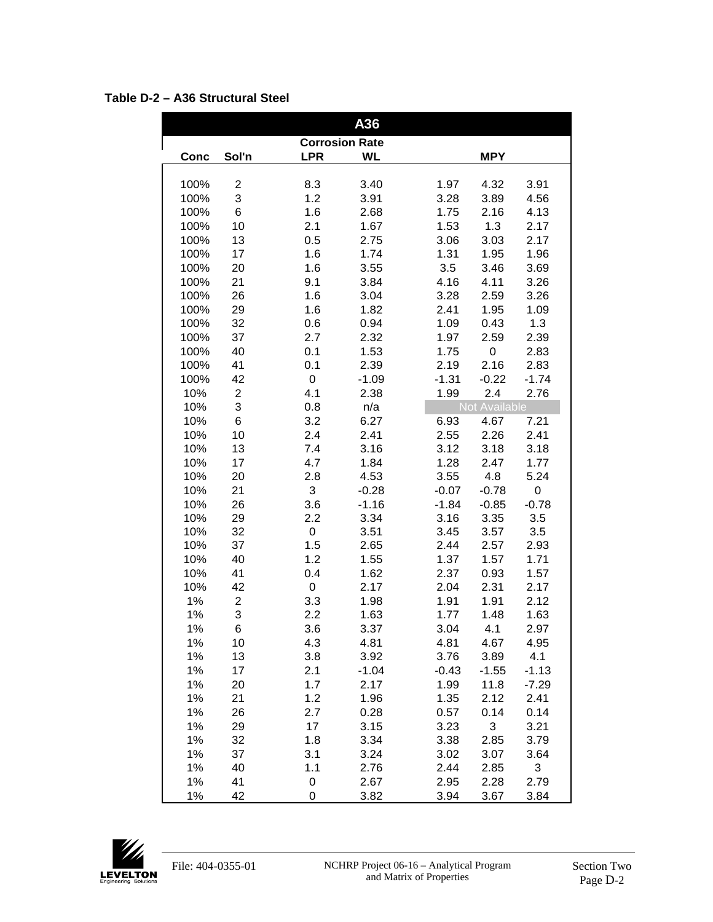**Table D-2 – A36 Structural Steel**

| A36 | | | | | | |
|---|---|---|---|---|---|---|
| | | Corrosion Rate | | | | |
| Conc | Sol'n | LPR | WL | | MPY | |
| 100% | 2 | 8.3 | 3.40 | 1.97 | 4.32 | 3.91 |
| 100% | 3 | 1.2 | 3.91 | 3.28 | 3.89 | 4.56 |
| 100% | 6 | 1.6 | 2.68 | 1.75 | 2.16 | 4.13 |
| 100% | 10 | 2.1 | 1.67 | 1.53 | 1.3 | 2.17 |
| 100% | 13 | 0.5 | 2.75 | 3.06 | 3.03 | 2.17 |
| 100% | 17 | 1.6 | 1.74 | 1.31 | 1.95 | 1.96 |
| 100% | 20 | 1.6 | 3.55 | 3.5 | 3.46 | 3.69 |
| 100% | 21 | 9.1 | 3.84 | 4.16 | 4.11 | 3.26 |
| 100% | 26 | 1.6 | 3.04 | 3.28 | 2.59 | 3.26 |
| 100% | 29 | 1.6 | 1.82 | 2.41 | 1.95 | 1.09 |
| 100% | 32 | 0.6 | 0.94 | 1.09 | 0.43 | 1.3 |
| 100% | 37 | 2.7 | 2.32 | 1.97 | 2.59 | 2.39 |
| 100% | 40 | 0.1 | 1.53 | 1.75 | 0 | 2.83 |
| 100% | 41 | 0.1 | 2.39 | 2.19 | 2.16 | 2.83 |
| 100% | 42 | 0 | -1.09 | -1.31 | -0.22 | -1.74 |
| 10% | 2 | 4.1 | 2.38 | 1.99 | 2.4 | 2.76 |
| 10% | 3 | 0.8 | n/a | | Not Available | |
| 10% | 6 | 3.2 | 6.27 | 6.93 | 4.67 | 7.21 |
| 10% | 10 | 2.4 | 2.41 | 2.55 | 2.26 | 2.41 |
| 10% | 13 | 7.4 | 3.16 | 3.12 | 3.18 | 3.18 |
| 10% | 17 | 4.7 | 1.84 | 1.28 | 2.47 | 1.77 |
| 10% | 20 | 2.8 | 4.53 | 3.55 | 4.8 | 5.24 |
| 10% | 21 | 3 | -0.28 | -0.07 | -0.78 | 0 |
| 10% | 26 | 3.6 | -1.16 | -1.84 | -0.85 | -0.78 |
| 10% | 29 | 2.2 | 3.34 | 3.16 | 3.35 | 3.5 |
| 10% | 32 | 0 | 3.51 | 3.45 | 3.57 | 3.5 |
| 10% | 37 | 1.5 | 2.65 | 2.44 | 2.57 | 2.93 |
| 10% | 40 | 1.2 | 1.55 | 1.37 | 1.57 | 1.71 |
| 10% | 41 | 0.4 | 1.62 | 2.37 | 0.93 | 1.57 |
| 10% | 42 | 0 | 2.17 | 2.04 | 2.31 | 2.17 |
| 1% | 2 | 3.3 | 1.98 | 1.91 | 1.91 | 2.12 |
| 1% | 3 | 2.2 | 1.63 | 1.77 | 1.48 | 1.63 |
| 1% | 6 | 3.6 | 3.37 | 3.04 | 4.1 | 2.97 |
| 1% | 10 | 4.3 | 4.81 | 4.81 | 4.67 | 4.95 |
| 1% | 13 | 3.8 | 3.92 | 3.76 | 3.89 | 4.1 |
| 1% | 17 | 2.1 | -1.04 | -0.43 | -1.55 | -1.13 |
| 1% | 20 | 1.7 | 2.17 | 1.99 | 11.8 | -7.29 |
| 1% | 21 | 1.2 | 1.96 | 1.35 | 2.12 | 2.41 |
| 1% | 26 | 2.7 | 0.28 | 0.57 | 0.14 | 0.14 |
| 1% | 29 | 17 | 3.15 | 3.23 | 3 | 3.21 |
| 1% | 32 | 1.8 | 3.34 | 3.38 | 2.85 | 3.79 |
| 1% | 37 | 3.1 | 3.24 | 3.02 | 3.07 | 3.64 |
| 1% | 40 | 1.1 | 2.76 | 2.44 | 2.85 | 3 |
| 1% | 41 | 0 | 2.67 | 2.95 | 2.28 | 2.79 |
| 1% | 42 | 0 | 3.82 | 3.94 | 3.67 | 3.84 |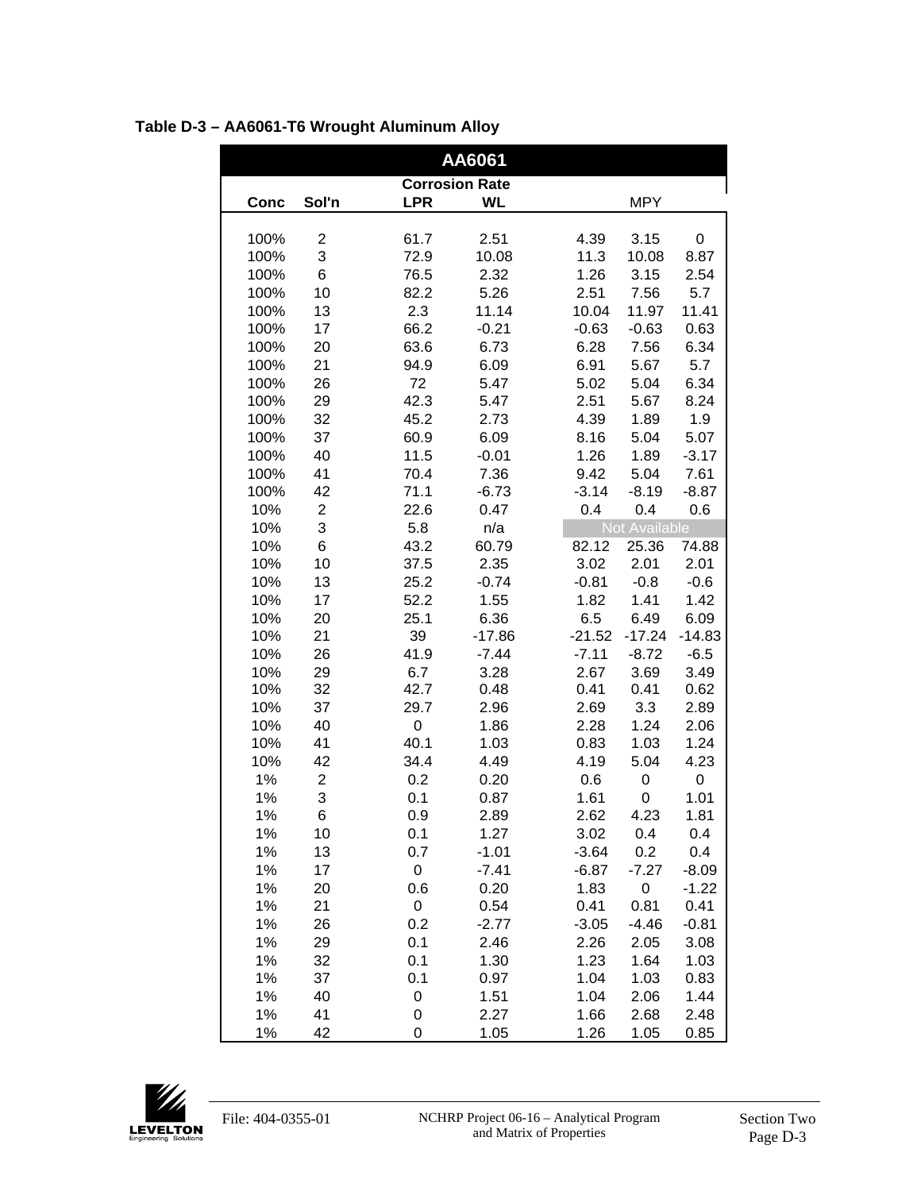**Table D-3 – AA6061-T6 Wrought Aluminum Alloy**

| AA6061 | | | | | | |
|---|---|---|---|---|---|---|
| | | Corrosion Rate | | | | |
| Conc | Sol'n | LPR | WL | MPY | | |
| 100% | 2 | 61.7 | 2.51 | 4.39 | 3.15 | 0 |
| 100% | 3 | 72.9 | 10.08 | 11.3 | 10.08 | 8.87 |
| 100% | 6 | 76.5 | 2.32 | 1.26 | 3.15 | 2.54 |
| 100% | 10 | 82.2 | 5.26 | 2.51 | 7.56 | 5.7 |
| 100% | 13 | 2.3 | 11.14 | 10.04 | 11.97 | 11.41 |
| 100% | 17 | 66.2 | -0.21 | -0.63 | -0.63 | 0.63 |
| 100% | 20 | 63.6 | 6.73 | 6.28 | 7.56 | 6.34 |
| 100% | 21 | 94.9 | 6.09 | 6.91 | 5.67 | 5.7 |
| 100% | 26 | 72 | 5.47 | 5.02 | 5.04 | 6.34 |
| 100% | 29 | 42.3 | 5.47 | 2.51 | 5.67 | 8.24 |
| 100% | 32 | 45.2 | 2.73 | 4.39 | 1.89 | 1.9 |
| 100% | 37 | 60.9 | 6.09 | 8.16 | 5.04 | 5.07 |
| 100% | 40 | 11.5 | -0.01 | 1.26 | 1.89 | -3.17 |
| 100% | 41 | 70.4 | 7.36 | 9.42 | 5.04 | 7.61 |
| 100% | 42 | 71.1 | -6.73 | -3.14 | -8.19 | -8.87 |
| 10% | 2 | 22.6 | 0.47 | 0.4 | 0.4 | 0.6 |
| 10% | 3 | 5.8 | n/a | Not Available | | |
| 10% | 6 | 43.2 | 60.79 | 82.12 | 25.36 | 74.88 |
| 10% | 10 | 37.5 | 2.35 | 3.02 | 2.01 | 2.01 |
| 10% | 13 | 25.2 | -0.74 | -0.81 | -0.8 | -0.6 |
| 10% | 17 | 52.2 | 1.55 | 1.82 | 1.41 | 1.42 |
| 10% | 20 | 25.1 | 6.36 | 6.5 | 6.49 | 6.09 |
| 10% | 21 | 39 | -17.86 | -21.52 | -17.24 | -14.83 |
| 10% | 26 | 41.9 | -7.44 | -7.11 | -8.72 | -6.5 |
| 10% | 29 | 6.7 | 3.28 | 2.67 | 3.69 | 3.49 |
| 10% | 32 | 42.7 | 0.48 | 0.41 | 0.41 | 0.62 |
| 10% | 37 | 29.7 | 2.96 | 2.69 | 3.3 | 2.89 |
| 10% | 40 | 0 | 1.86 | 2.28 | 1.24 | 2.06 |
| 10% | 41 | 40.1 | 1.03 | 0.83 | 1.03 | 1.24 |
| 10% | 42 | 34.4 | 4.49 | 4.19 | 5.04 | 4.23 |
| 1% | 2 | 0.2 | 0.20 | 0.6 | 0 | 0 |
| 1% | 3 | 0.1 | 0.87 | 1.61 | 0 | 1.01 |
| 1% | 6 | 0.9 | 2.89 | 2.62 | 4.23 | 1.81 |
| 1% | 10 | 0.1 | 1.27 | 3.02 | 0.4 | 0.4 |
| 1% | 13 | 0.7 | -1.01 | -3.64 | 0.2 | 0.4 |
| 1% | 17 | 0 | -7.41 | -6.87 | -7.27 | -8.09 |
| 1% | 20 | 0.6 | 0.20 | 1.83 | 0 | -1.22 |
| 1% | 21 | 0 | 0.54 | 0.41 | 0.81 | 0.41 |
| 1% | 26 | 0.2 | -2.77 | -3.05 | -4.46 | -0.81 |
| 1% | 29 | 0.1 | 2.46 | 2.26 | 2.05 | 3.08 |
| 1% | 32 | 0.1 | 1.30 | 1.23 | 1.64 | 1.03 |
| 1% | 37 | 0.1 | 0.97 | 1.04 | 1.03 | 0.83 |
| 1% | 40 | 0 | 1.51 | 1.04 | 2.06 | 1.44 |
| 1% | 41 | 0 | 2.27 | 1.66 | 2.68 | 2.48 |
| 1% | 42 | 0 | 1.05 | 1.26 | 1.05 | 0.85 |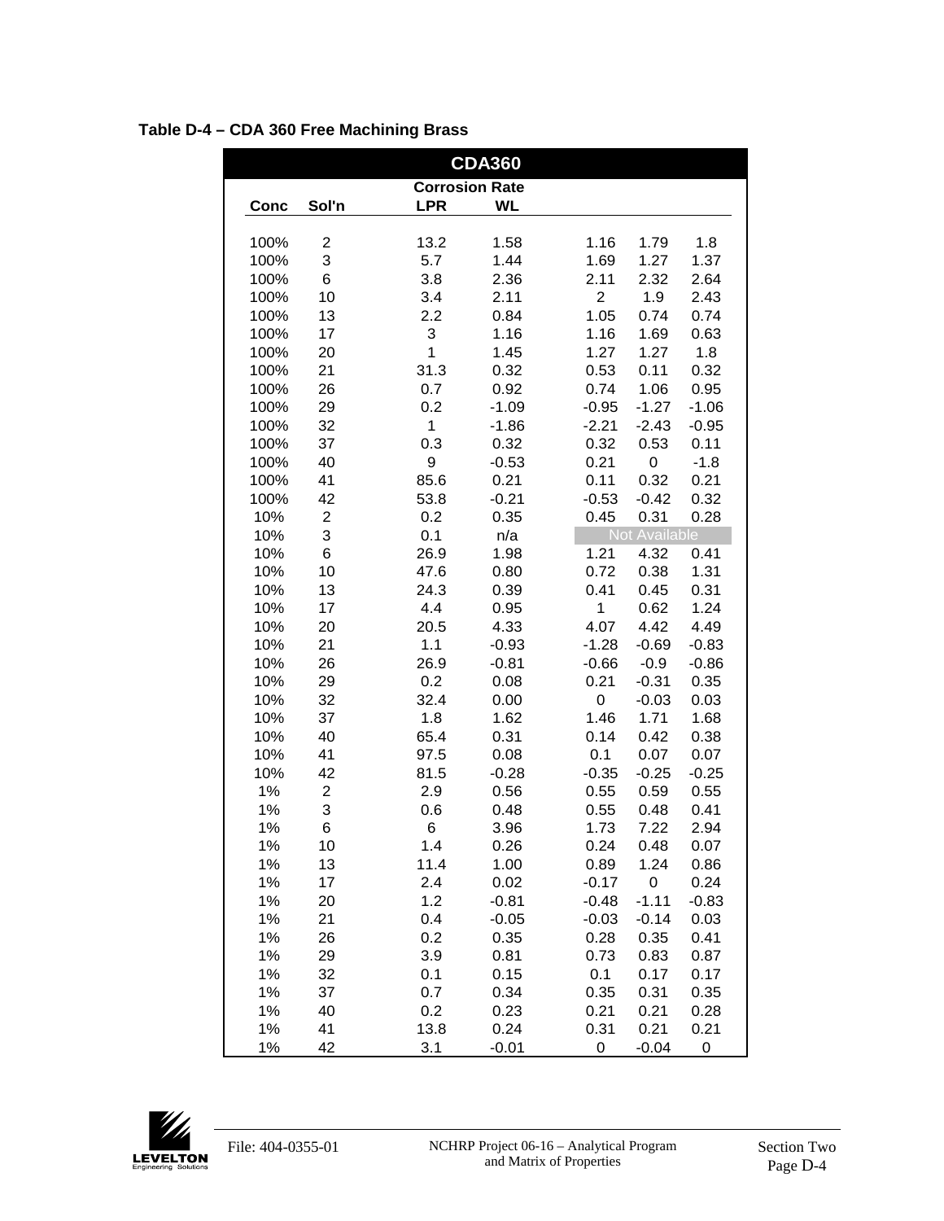**Table D-4 – CDA 360 Free Machining Brass**

| CDA360 | | | | | | |
|---|---|---|---|---|---|---|
| | | Corrosion Rate | | | | |
| Conc | Sol'n | LPR | WL | | | |
| 100% | 2 | 13.2 | 1.58 | 1.16 | 1.79 | 1.8 |
| 100% | 3 | 5.7 | 1.44 | 1.69 | 1.27 | 1.37 |
| 100% | 6 | 3.8 | 2.36 | 2.11 | 2.32 | 2.64 |
| 100% | 10 | 3.4 | 2.11 | 2 | 1.9 | 2.43 |
| 100% | 13 | 2.2 | 0.84 | 1.05 | 0.74 | 0.74 |
| 100% | 17 | 3 | 1.16 | 1.16 | 1.69 | 0.63 |
| 100% | 20 | 1 | 1.45 | 1.27 | 1.27 | 1.8 |
| 100% | 21 | 31.3 | 0.32 | 0.53 | 0.11 | 0.32 |
| 100% | 26 | 0.7 | 0.92 | 0.74 | 1.06 | 0.95 |
| 100% | 29 | 0.2 | -1.09 | -0.95 | -1.27 | -1.06 |
| 100% | 32 | 1 | -1.86 | -2.21 | -2.43 | -0.95 |
| 100% | 37 | 0.3 | 0.32 | 0.32 | 0.53 | 0.11 |
| 100% | 40 | 9 | -0.53 | 0.21 | 0 | -1.8 |
| 100% | 41 | 85.6 | 0.21 | 0.11 | 0.32 | 0.21 |
| 100% | 42 | 53.8 | -0.21 | -0.53 | -0.42 | 0.32 |
| 10% | 2 | 0.2 | 0.35 | 0.45 | 0.31 | 0.28 |
| 10% | 3 | 0.1 | n/a | | Not Available | |
| 10% | 6 | 26.9 | 1.98 | 1.21 | 4.32 | 0.41 |
| 10% | 10 | 47.6 | 0.80 | 0.72 | 0.38 | 1.31 |
| 10% | 13 | 24.3 | 0.39 | 0.41 | 0.45 | 0.31 |
| 10% | 17 | 4.4 | 0.95 | 1 | 0.62 | 1.24 |
| 10% | 20 | 20.5 | 4.33 | 4.07 | 4.42 | 4.49 |
| 10% | 21 | 1.1 | -0.93 | -1.28 | -0.69 | -0.83 |
| 10% | 26 | 26.9 | -0.81 | -0.66 | -0.9 | -0.86 |
| 10% | 29 | 0.2 | 0.08 | 0.21 | -0.31 | 0.35 |
| 10% | 32 | 32.4 | 0.00 | 0 | -0.03 | 0.03 |
| 10% | 37 | 1.8 | 1.62 | 1.46 | 1.71 | 1.68 |
| 10% | 40 | 65.4 | 0.31 | 0.14 | 0.42 | 0.38 |
| 10% | 41 | 97.5 | 0.08 | 0.1 | 0.07 | 0.07 |
| 10% | 42 | 81.5 | -0.28 | -0.35 | -0.25 | -0.25 |
| 1% | 2 | 2.9 | 0.56 | 0.55 | 0.59 | 0.55 |
| 1% | 3 | 0.6 | 0.48 | 0.55 | 0.48 | 0.41 |
| 1% | 6 | 6 | 3.96 | 1.73 | 7.22 | 2.94 |
| 1% | 10 | 1.4 | 0.26 | 0.24 | 0.48 | 0.07 |
| 1% | 13 | 11.4 | 1.00 | 0.89 | 1.24 | 0.86 |
| 1% | 17 | 2.4 | 0.02 | -0.17 | 0 | 0.24 |
| 1% | 20 | 1.2 | -0.81 | -0.48 | -1.11 | -0.83 |
| 1% | 21 | 0.4 | -0.05 | -0.03 | -0.14 | 0.03 |
| 1% | 26 | 0.2 | 0.35 | 0.28 | 0.35 | 0.41 |
| 1% | 29 | 3.9 | 0.81 | 0.73 | 0.83 | 0.87 |
| 1% | 32 | 0.1 | 0.15 | 0.1 | 0.17 | 0.17 |
| 1% | 37 | 0.7 | 0.34 | 0.35 | 0.31 | 0.35 |
| 1% | 40 | 0.2 | 0.23 | 0.21 | 0.21 | 0.28 |
| 1% | 41 | 13.8 | 0.24 | 0.31 | 0.21 | 0.21 |
| 1% | 42 | 3.1 | -0.01 | 0 | -0.04 | 0 |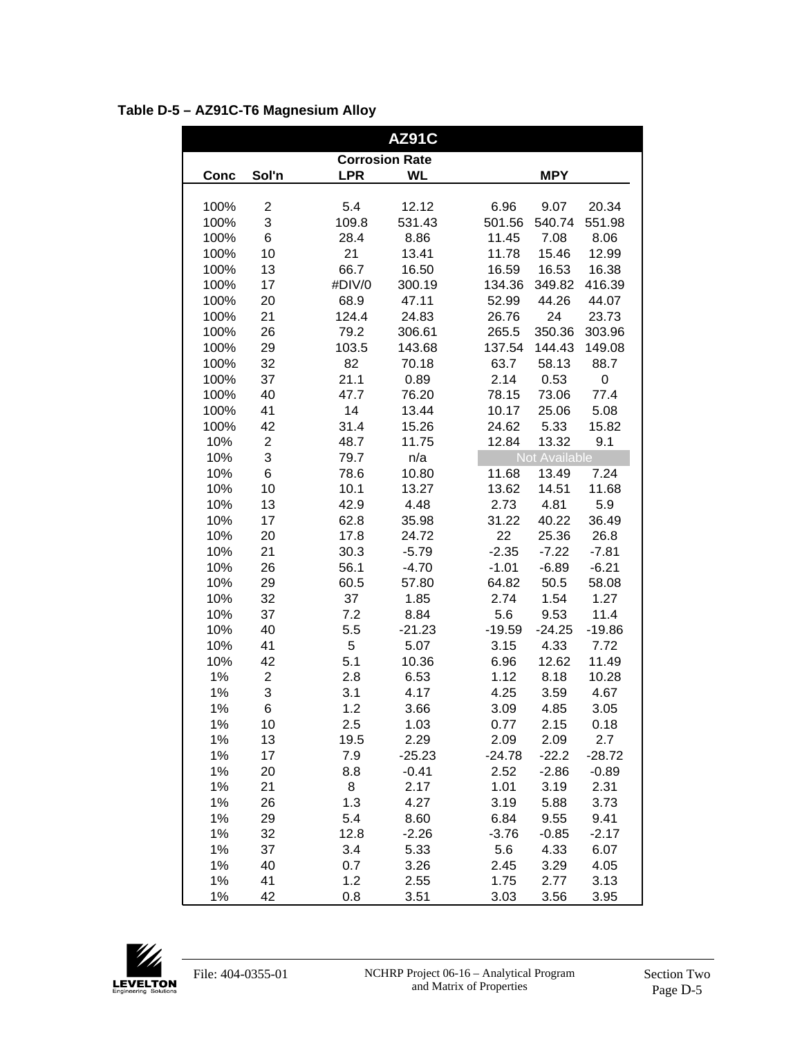**Table D-5 – AZ91C-T6 Magnesium Alloy**

| AZ91C | | | | | | |
|---|---|---|---|---|---|---|
| | | Corrosion Rate | | | | |
| Conc | Sol'n | LPR | WL | MPY | | |
| 100% | 2 | 5.4 | 12.12 | 6.96 | 9.07 | 20.34 |
| 100% | 3 | 109.8 | 531.43 | 501.56 | 540.74 | 551.98 |
| 100% | 6 | 28.4 | 8.86 | 11.45 | 7.08 | 8.06 |
| 100% | 10 | 21 | 13.41 | 11.78 | 15.46 | 12.99 |
| 100% | 13 | 66.7 | 16.50 | 16.59 | 16.53 | 16.38 |
| 100% | 17 | #DIV/0 | 300.19 | 134.36 | 349.82 | 416.39 |
| 100% | 20 | 68.9 | 47.11 | 52.99 | 44.26 | 44.07 |
| 100% | 21 | 124.4 | 24.83 | 26.76 | 24 | 23.73 |
| 100% | 26 | 79.2 | 306.61 | 265.5 | 350.36 | 303.96 |
| 100% | 29 | 103.5 | 143.68 | 137.54 | 144.43 | 149.08 |
| 100% | 32 | 82 | 70.18 | 63.7 | 58.13 | 88.7 |
| 100% | 37 | 21.1 | 0.89 | 2.14 | 0.53 | 0 |
| 100% | 40 | 47.7 | 76.20 | 78.15 | 73.06 | 77.4 |
| 100% | 41 | 14 | 13.44 | 10.17 | 25.06 | 5.08 |
| 100% | 42 | 31.4 | 15.26 | 24.62 | 5.33 | 15.82 |
| 10% | 2 | 48.7 | 11.75 | 12.84 | 13.32 | 9.1 |
| 10% | 3 | 79.7 | n/a | Not Available | | |
| 10% | 6 | 78.6 | 10.80 | 11.68 | 13.49 | 7.24 |
| 10% | 10 | 10.1 | 13.27 | 13.62 | 14.51 | 11.68 |
| 10% | 13 | 42.9 | 4.48 | 2.73 | 4.81 | 5.9 |
| 10% | 17 | 62.8 | 35.98 | 31.22 | 40.22 | 36.49 |
| 10% | 20 | 17.8 | 24.72 | 22 | 25.36 | 26.8 |
| 10% | 21 | 30.3 | -5.79 | -2.35 | -7.22 | -7.81 |
| 10% | 26 | 56.1 | -4.70 | -1.01 | -6.89 | -6.21 |
| 10% | 29 | 60.5 | 57.80 | 64.82 | 50.5 | 58.08 |
| 10% | 32 | 37 | 1.85 | 2.74 | 1.54 | 1.27 |
| 10% | 37 | 7.2 | 8.84 | 5.6 | 9.53 | 11.4 |
| 10% | 40 | 5.5 | -21.23 | -19.59 | -24.25 | -19.86 |
| 10% | 41 | 5 | 5.07 | 3.15 | 4.33 | 7.72 |
| 10% | 42 | 5.1 | 10.36 | 6.96 | 12.62 | 11.49 |
| 1% | 2 | 2.8 | 6.53 | 1.12 | 8.18 | 10.28 |
| 1% | 3 | 3.1 | 4.17 | 4.25 | 3.59 | 4.67 |
| 1% | 6 | 1.2 | 3.66 | 3.09 | 4.85 | 3.05 |
| 1% | 10 | 2.5 | 1.03 | 0.77 | 2.15 | 0.18 |
| 1% | 13 | 19.5 | 2.29 | 2.09 | 2.09 | 2.7 |
| 1% | 17 | 7.9 | -25.23 | -24.78 | -22.2 | -28.72 |
| 1% | 20 | 8.8 | -0.41 | 2.52 | -2.86 | -0.89 |
| 1% | 21 | 8 | 2.17 | 1.01 | 3.19 | 2.31 |
| 1% | 26 | 1.3 | 4.27 | 3.19 | 5.88 | 3.73 |
| 1% | 29 | 5.4 | 8.60 | 6.84 | 9.55 | 9.41 |
| 1% | 32 | 12.8 | -2.26 | -3.76 | -0.85 | -2.17 |
| 1% | 37 | 3.4 | 5.33 | 5.6 | 4.33 | 6.07 |
| 1% | 40 | 0.7 | 3.26 | 2.45 | 3.29 | 4.05 |
| 1% | 41 | 1.2 | 2.55 | 1.75 | 2.77 | 3.13 |
| 1% | 42 | 0.8 | 3.51 | 3.03 | 3.56 | 3.95 |